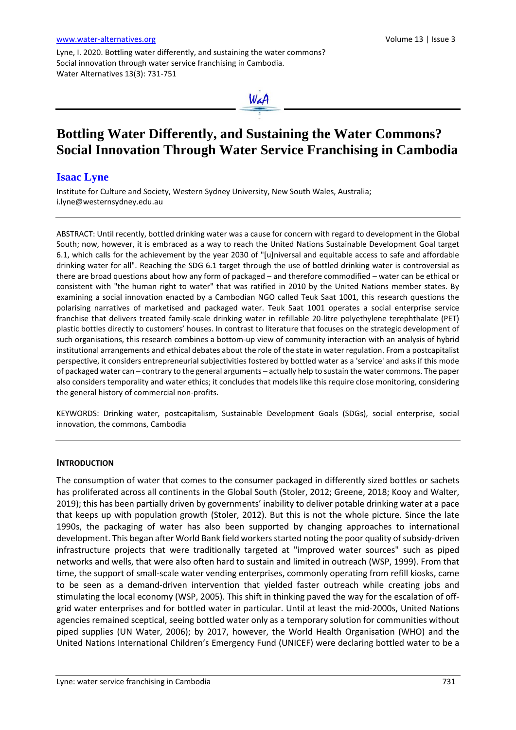Lyne, I. 2020. Bottling water differently, and sustaining the water commons? Social innovation through water service franchising in Cambodia. Water Alternatives 13(3): 731-751

# Bottling Water Differently, and Sustaining the Water Commons? Social Innovation Through Water Service Franchising in Cambodia

## Isaac Lyne

Institute for Culture and Society, Western Sydney University, New South Wales, Australia; i.lyne@westernsydney.edu.au

ABSTRACT: Until recently, bottled drinking water was a cause for concern with regard to development in the Global South; now, however, it is embraced as a way to reach the United Nations Sustainable Development Goal target 6.1, which calls for the achievement by the year 2030 of "[u]niversal and equitable access to safe and affordable drinking water for all". Reaching the SDG 6.1 target through the use of bottled drinking water is controversial as there are broad questions about how any form of packaged – and therefore commodified – water can be ethical or consistent with "the human right to water" that was ratified in 2010 by the United Nations member states. By examining a social innovation enacted by a Cambodian NGO called Teuk Saat 1001, this research questions the polarising narratives of marketised and packaged water. Teuk Saat 1001 operates a social enterprise service franchise that delivers treated family-scale drinking water in refillable 20-litre polyethylene terephthalate (PET) plastic bottles directly to customers' houses. In contrast to literature that focuses on the strategic development of such organisations, this research combines a bottom-up view of community interaction with an analysis of hybrid institutional arrangements and ethical debates about the role of the state in water regulation. From a postcapitalist perspective, it considers entrepreneurial subjectivities fostered by bottled water as a 'service' and asks if this mode of packaged water can – contrary to the general arguments – actually help to sustain the water commons. The paper also considers temporality and water ethics; it concludes that models like this require close monitoring, considering the general history of commercial non-profits.

KEYWORDS: Drinking water, postcapitalism, Sustainable Development Goals (SDGs), social enterprise, social innovation, the commons, Cambodia

## INTRODUCTION

The consumption of water that comes to the consumer packaged in differently sized bottles or sachets has proliferated across all continents in the Global South (Stoler, 2012; Greene, 2018; Kooy and Walter, 2019); this has been partially driven by governments' inability to deliver potable drinking water at a pace that keeps up with population growth (Stoler, 2012). But this is not the whole picture. Since the late 1990s, the packaging of water has also been supported by changing approaches to international development. This began after World Bank field workers started noting the poor quality of subsidy-driven infrastructure projects that were traditionally targeted at "improved water sources" such as piped networks and wells, that were also often hard to sustain and limited in outreach (WSP, 1999). From that time, the support of small-scale water vending enterprises, commonly operating from refill kiosks, came to be seen as a demand-driven intervention that yielded faster outreach while creating jobs and stimulating the local economy (WSP, 2005). This shift in thinking paved the way for the escalation of off-grid water enterprises and for bottled water in particular. Until at least the mid-2000s, United Nations agencies remained sceptical, seeing bottled water only as a temporary solution for communities without piped supplies (UN Water, 2006); by 2017, however, the World Health Organisation (WHO) and the United Nations International Children's Emergency Fund (UNICEF) were declaring bottled water to be a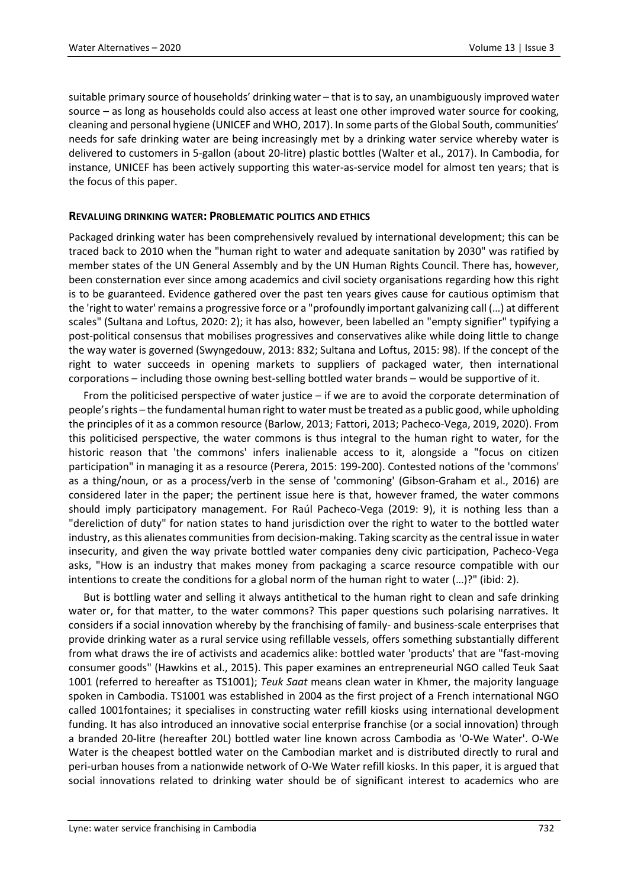suitable primary source of households' drinking water – that is to say, an unambiguously improved water source – as long as households could also access at least one other improved water source for cooking, cleaning and personal hygiene (UNICEF and WHO, 2017). In some parts of the Global South, communities' needs for safe drinking water are being increasingly met by a drinking water service whereby water is delivered to customers in 5-gallon (about 20-litre) plastic bottles (Walter et al., 2017). In Cambodia, for instance, UNICEF has been actively supporting this water-as-service model for almost ten years; that is the focus of this paper.

## REVALUING DRINKING WATER: PROBLEMATIC POLITICS AND ETHICS

Packaged drinking water has been comprehensively revalued by international development; this can be traced back to 2010 when the "human right to water and adequate sanitation by 2030" was ratified by member states of the UN General Assembly and by the UN Human Rights Council. There has, however, been consternation ever since among academics and civil society organisations regarding how this right is to be guaranteed. Evidence gathered over the past ten years gives cause for cautious optimism that the 'right to water' remains a progressive force or a "profoundly important galvanizing call (…) at different scales" (Sultana and Loftus, 2020: 2); it has also, however, been labelled an "empty signifier" typifying a post-political consensus that mobilises progressives and conservatives alike while doing little to change the way water is governed (Swyngedouw, 2013: 832; Sultana and Loftus, 2015: 98). If the concept of the right to water succeeds in opening markets to suppliers of packaged water, then international corporations – including those owning best-selling bottled water brands – would be supportive of it.

From the politicised perspective of water justice – if we are to avoid the corporate determination of people's rights – the fundamental human right to water must be treated as a public good, while upholding the principles of it as a common resource (Barlow, 2013; Fattori, 2013; Pacheco-Vega, 2019, 2020). From this politicised perspective, the water commons is thus integral to the human right to water, for the historic reason that 'the commons' infers inalienable access to it, alongside a "focus on citizen participation" in managing it as a resource (Perera, 2015: 199-200). Contested notions of the 'commons' as a thing/noun, or as a process/verb in the sense of 'commoning' (Gibson-Graham et al., 2016) are considered later in the paper; the pertinent issue here is that, however framed, the water commons should imply participatory management. For Raúl Pacheco-Vega (2019: 9), it is nothing less than a "dereliction of duty" for nation states to hand jurisdiction over the right to water to the bottled water industry, as this alienates communities from decision-making. Taking scarcity as the central issue in water insecurity, and given the way private bottled water companies deny civic participation, Pacheco-Vega asks, "How is an industry that makes money from packaging a scarce resource compatible with our intentions to create the conditions for a global norm of the human right to water (…)?" (ibid: 2).

But is bottling water and selling it always antithetical to the human right to clean and safe drinking water or, for that matter, to the water commons? This paper questions such polarising narratives. It considers if a social innovation whereby by the franchising of family- and business-scale enterprises that provide drinking water as a rural service using refillable vessels, offers something substantially different from what draws the ire of activists and academics alike: bottled water 'products' that are "fast-moving consumer goods" (Hawkins et al., 2015). This paper examines an entrepreneurial NGO called Teuk Saat 1001 (referred to hereafter as TS1001); *Teuk Saat* means clean water in Khmer, the majority language spoken in Cambodia. TS1001 was established in 2004 as the first project of a French international NGO called 1001fontaines; it specialises in constructing water refill kiosks using international development funding. It has also introduced an innovative social enterprise franchise (or a social innovation) through a branded 20-litre (hereafter 20L) bottled water line known across Cambodia as 'O-We Water'. O-We Water is the cheapest bottled water on the Cambodian market and is distributed directly to rural and peri-urban houses from a nationwide network of O-We Water refill kiosks. In this paper, it is argued that social innovations related to drinking water should be of significant interest to academics who are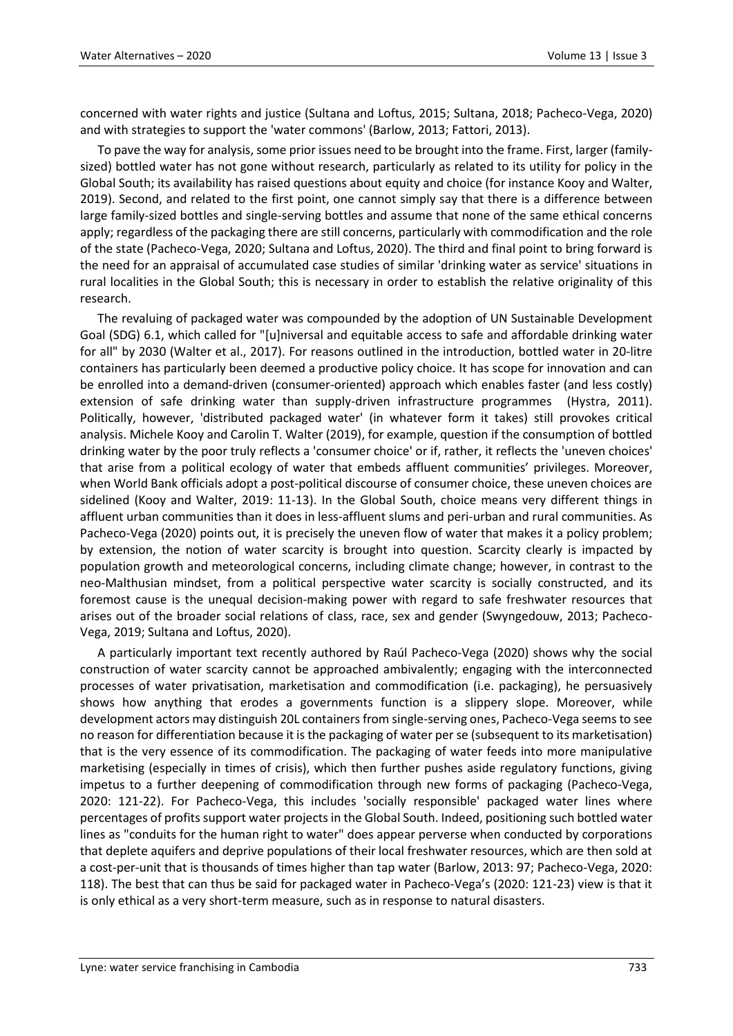concerned with water rights and justice (Sultana and Loftus, 2015; Sultana, 2018; Pacheco-Vega, 2020) and with strategies to support the 'water commons' (Barlow, 2013; Fattori, 2013).

To pave the way for analysis, some prior issues need to be brought into the frame. First, larger (family-sized) bottled water has not gone without research, particularly as related to its utility for policy in the Global South; its availability has raised questions about equity and choice (for instance Kooy and Walter, 2019). Second, and related to the first point, one cannot simply say that there is a difference between large family-sized bottles and single-serving bottles and assume that none of the same ethical concerns apply; regardless of the packaging there are still concerns, particularly with commodification and the role of the state (Pacheco-Vega, 2020; Sultana and Loftus, 2020). The third and final point to bring forward is the need for an appraisal of accumulated case studies of similar 'drinking water as service' situations in rural localities in the Global South; this is necessary in order to establish the relative originality of this research.

The revaluing of packaged water was compounded by the adoption of UN Sustainable Development Goal (SDG) 6.1, which called for "[u]niversal and equitable access to safe and affordable drinking water for all" by 2030 (Walter et al., 2017). For reasons outlined in the introduction, bottled water in 20-litre containers has particularly been deemed a productive policy choice. It has scope for innovation and can be enrolled into a demand-driven (consumer-oriented) approach which enables faster (and less costly) extension of safe drinking water than supply-driven infrastructure programmes (Hystra, 2011). Politically, however, 'distributed packaged water' (in whatever form it takes) still provokes critical analysis. Michele Kooy and Carolin T. Walter (2019), for example, question if the consumption of bottled drinking water by the poor truly reflects a 'consumer choice' or if, rather, it reflects the 'uneven choices' that arise from a political ecology of water that embeds affluent communities' privileges. Moreover, when World Bank officials adopt a post-political discourse of consumer choice, these uneven choices are sidelined (Kooy and Walter, 2019: 11-13). In the Global South, choice means very different things in affluent urban communities than it does in less-affluent slums and peri-urban and rural communities. As Pacheco-Vega (2020) points out, it is precisely the uneven flow of water that makes it a policy problem; by extension, the notion of water scarcity is brought into question. Scarcity clearly is impacted by population growth and meteorological concerns, including climate change; however, in contrast to the neo-Malthusian mindset, from a political perspective water scarcity is socially constructed, and its foremost cause is the unequal decision-making power with regard to safe freshwater resources that arises out of the broader social relations of class, race, sex and gender (Swyngedouw, 2013; Pacheco-Vega, 2019; Sultana and Loftus, 2020).

A particularly important text recently authored by Raúl Pacheco-Vega (2020) shows why the social construction of water scarcity cannot be approached ambivalently; engaging with the interconnected processes of water privatisation, marketisation and commodification (i.e. packaging), he persuasively shows how anything that erodes a governments function is a slippery slope. Moreover, while development actors may distinguish 20L containers from single-serving ones, Pacheco-Vega seems to see no reason for differentiation because it is the packaging of water per se (subsequent to its marketisation) that is the very essence of its commodification. The packaging of water feeds into more manipulative marketising (especially in times of crisis), which then further pushes aside regulatory functions, giving impetus to a further deepening of commodification through new forms of packaging (Pacheco-Vega, 2020: 121-22). For Pacheco-Vega, this includes 'socially responsible' packaged water lines where percentages of profits support water projects in the Global South. Indeed, positioning such bottled water lines as "conduits for the human right to water" does appear perverse when conducted by corporations that deplete aquifers and deprive populations of their local freshwater resources, which are then sold at a cost-per-unit that is thousands of times higher than tap water (Barlow, 2013: 97; Pacheco-Vega, 2020: 118). The best that can thus be said for packaged water in Pacheco-Vega's (2020: 121-23) view is that it is only ethical as a very short-term measure, such as in response to natural disasters.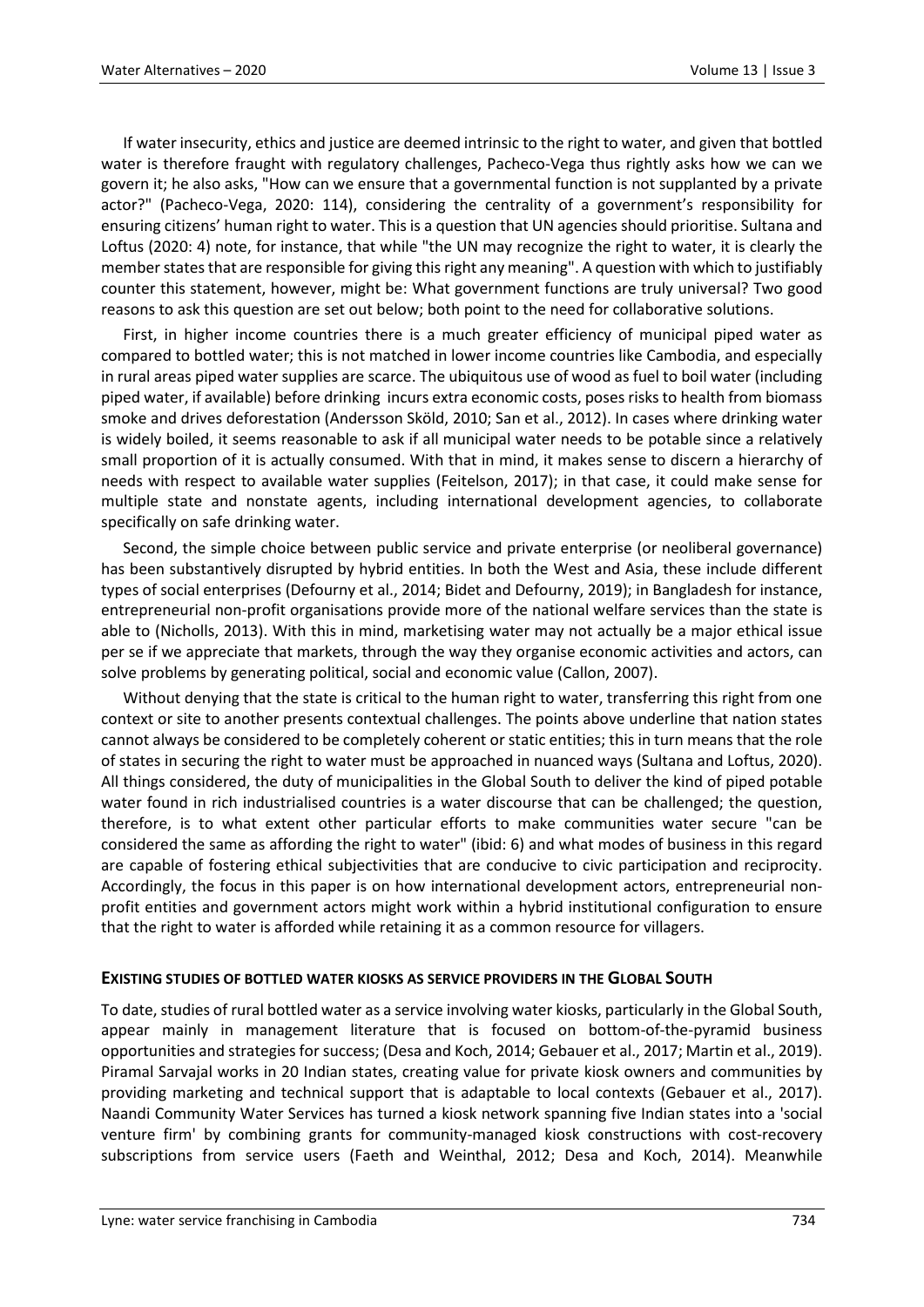If water insecurity, ethics and justice are deemed intrinsic to the right to water, and given that bottled water is therefore fraught with regulatory challenges, Pacheco-Vega thus rightly asks how we can we govern it; he also asks, "How can we ensure that a governmental function is not supplanted by a private actor?" (Pacheco-Vega, 2020: 114), considering the centrality of a government's responsibility for ensuring citizens' human right to water. This is a question that UN agencies should prioritise. Sultana and Loftus (2020: 4) note, for instance, that while "the UN may recognize the right to water, it is clearly the member states that are responsible for giving this right any meaning". A question with which to justifiably counter this statement, however, might be: What government functions are truly universal? Two good reasons to ask this question are set out below; both point to the need for collaborative solutions.

First, in higher income countries there is a much greater efficiency of municipal piped water as compared to bottled water; this is not matched in lower income countries like Cambodia, and especially in rural areas piped water supplies are scarce. The ubiquitous use of wood as fuel to boil water (including piped water, if available) before drinking incurs extra economic costs, poses risks to health from biomass smoke and drives deforestation (Andersson Sköld, 2010; San et al., 2012). In cases where drinking water is widely boiled, it seems reasonable to ask if all municipal water needs to be potable since a relatively small proportion of it is actually consumed. With that in mind, it makes sense to discern a hierarchy of needs with respect to available water supplies (Feitelson, 2017); in that case, it could make sense for multiple state and nonstate agents, including international development agencies, to collaborate specifically on safe drinking water.

Second, the simple choice between public service and private enterprise (or neoliberal governance) has been substantively disrupted by hybrid entities. In both the West and Asia, these include different types of social enterprises (Defourny et al., 2014; Bidet and Defourny, 2019); in Bangladesh for instance, entrepreneurial non-profit organisations provide more of the national welfare services than the state is able to (Nicholls, 2013). With this in mind, marketising water may not actually be a major ethical issue per se if we appreciate that markets, through the way they organise economic activities and actors, can solve problems by generating political, social and economic value (Callon, 2007).

Without denying that the state is critical to the human right to water, transferring this right from one context or site to another presents contextual challenges. The points above underline that nation states cannot always be considered to be completely coherent or static entities; this in turn means that the role of states in securing the right to water must be approached in nuanced ways (Sultana and Loftus, 2020). All things considered, the duty of municipalities in the Global South to deliver the kind of piped potable water found in rich industrialised countries is a water discourse that can be challenged; the question, therefore, is to what extent other particular efforts to make communities water secure "can be considered the same as affording the right to water" (ibid: 6) and what modes of business in this regard are capable of fostering ethical subjectivities that are conducive to civic participation and reciprocity. Accordingly, the focus in this paper is on how international development actors, entrepreneurial non-profit entities and government actors might work within a hybrid institutional configuration to ensure that the right to water is afforded while retaining it as a common resource for villagers.

## EXISTING STUDIES OF BOTTLED WATER KIOSKS AS SERVICE PROVIDERS IN THE GLOBAL SOUTH

To date, studies of rural bottled water as a service involving water kiosks, particularly in the Global South, appear mainly in management literature that is focused on bottom-of-the-pyramid business opportunities and strategies for success; (Desa and Koch, 2014; Gebauer et al., 2017; Martin et al., 2019). Piramal Sarvajal works in 20 Indian states, creating value for private kiosk owners and communities by providing marketing and technical support that is adaptable to local contexts (Gebauer et al., 2017). Naandi Community Water Services has turned a kiosk network spanning five Indian states into a 'social venture firm' by combining grants for community-managed kiosk constructions with cost-recovery subscriptions from service users (Faeth and Weinthal, 2012; Desa and Koch, 2014). Meanwhile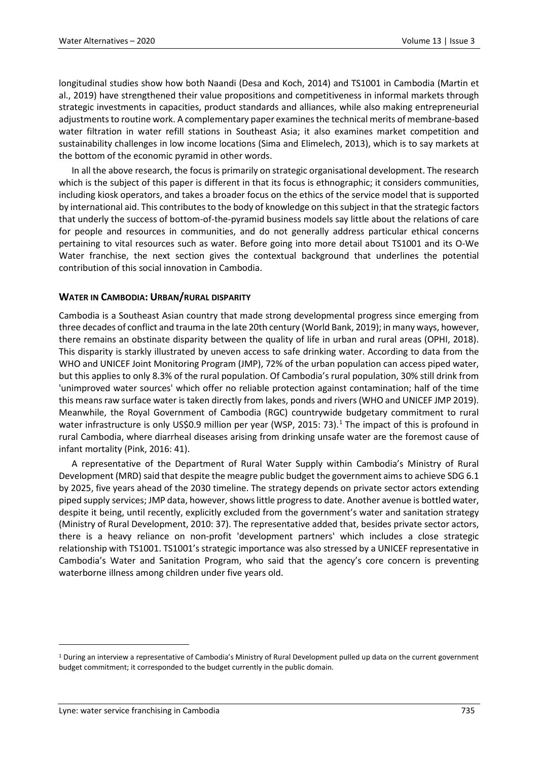longitudinal studies show how both Naandi (Desa and Koch, 2014) and TS1001 in Cambodia (Martin et al., 2019) have strengthened their value propositions and competitiveness in informal markets through strategic investments in capacities, product standards and alliances, while also making entrepreneurial adjustments to routine work. A complementary paper examines the technical merits of membrane-based water filtration in water refill stations in Southeast Asia; it also examines market competition and sustainability challenges in low income locations (Sima and Elimelech, 2013), which is to say markets at the bottom of the economic pyramid in other words.

In all the above research, the focus is primarily on strategic organisational development. The research which is the subject of this paper is different in that its focus is ethnographic; it considers communities, including kiosk operators, and takes a broader focus on the ethics of the service model that is supported by international aid. This contributes to the body of knowledge on this subject in that the strategic factors that underly the success of bottom-of-the-pyramid business models say little about the relations of care for people and resources in communities, and do not generally address particular ethical concerns pertaining to vital resources such as water. Before going into more detail about TS1001 and its O-We Water franchise, the next section gives the contextual background that underlines the potential contribution of this social innovation in Cambodia.

## WATER IN CAMBODIA: URBAN/RURAL DISPARITY

Cambodia is a Southeast Asian country that made strong developmental progress since emerging from three decades of conflict and trauma in the late 20th century (World Bank, 2019); in many ways, however, there remains an obstinate disparity between the quality of life in urban and rural areas (OPHI, 2018). This disparity is starkly illustrated by uneven access to safe drinking water. According to data from the WHO and UNICEF Joint Monitoring Program (JMP), 72% of the urban population can access piped water, but this applies to only 8.3% of the rural population. Of Cambodia's rural population, 30% still drink from 'unimproved water sources' which offer no reliable protection against contamination; half of the time this means raw surface water is taken directly from lakes, ponds and rivers (WHO and UNICEF JMP 2019). Meanwhile, the Royal Government of Cambodia (RGC) countrywide budgetary commitment to rural water infrastructure is only US$0.9 million per year (WSP, 2015: 73).[1] The impact of this is profound in rural Cambodia, where diarrheal diseases arising from drinking unsafe water are the foremost cause of infant mortality (Pink, 2016: 41).

A representative of the Department of Rural Water Supply within Cambodia's Ministry of Rural Development (MRD) said that despite the meagre public budget the government aims to achieve SDG 6.1 by 2025, five years ahead of the 2030 timeline. The strategy depends on private sector actors extending piped supply services; JMP data, however, shows little progress to date. Another avenue is bottled water, despite it being, until recently, explicitly excluded from the government's water and sanitation strategy (Ministry of Rural Development, 2010: 37). The representative added that, besides private sector actors, there is a heavy reliance on non-profit 'development partners' which includes a close strategic relationship with TS1001. TS1001's strategic importance was also stressed by a UNICEF representative in Cambodia's Water and Sanitation Program, who said that the agency's core concern is preventing waterborne illness among children under five years old.

---

[1] During an interview a representative of Cambodia's Ministry of Rural Development pulled up data on the current government budget commitment; it corresponded to the budget currently in the public domain.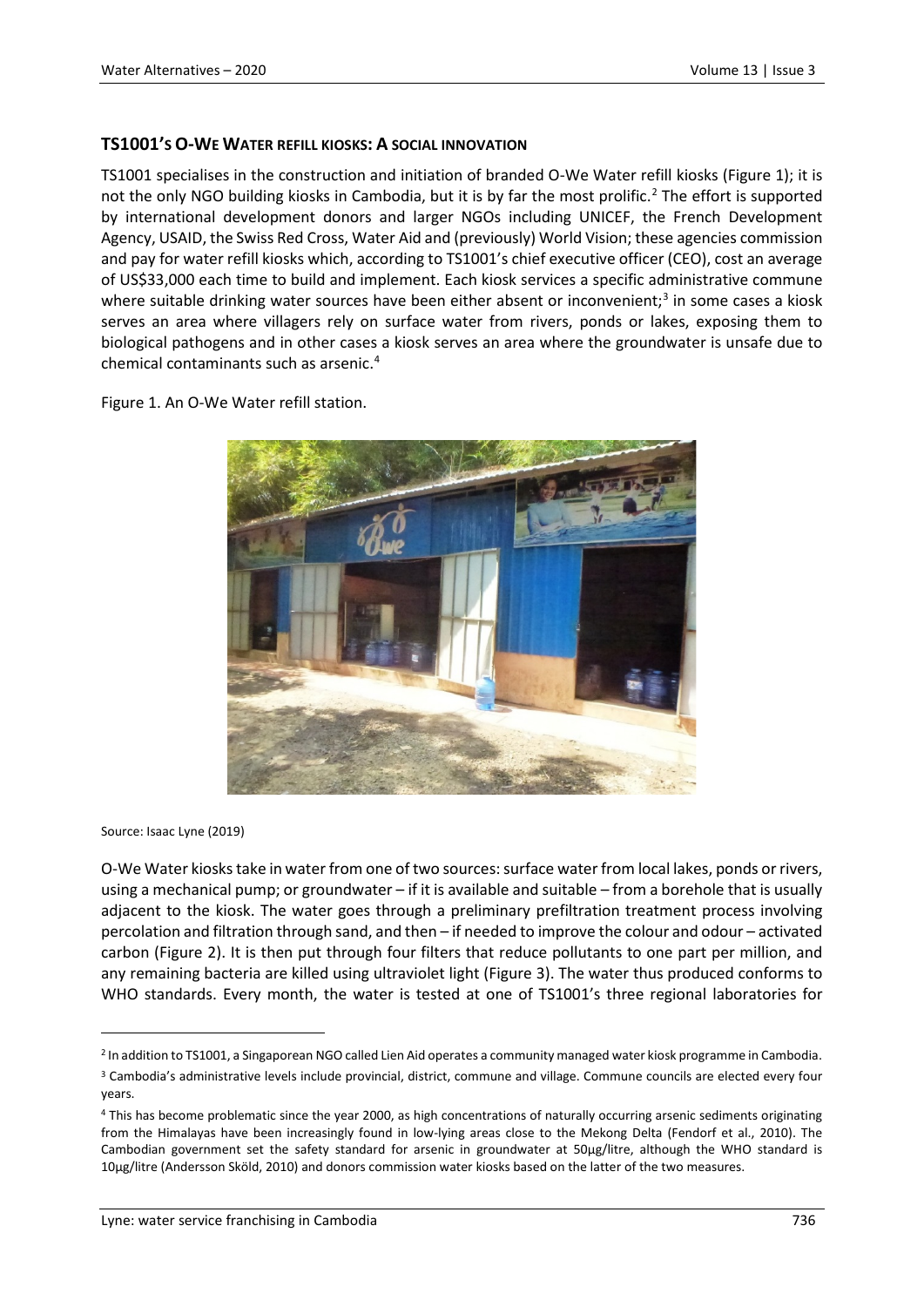## TS1001'S O-WE WATER REFILL KIOSKS: A SOCIAL INNOVATION

TS1001 specialises in the construction and initiation of branded O-We Water refill kiosks (Figure 1); it is not the only NGO building kiosks in Cambodia, but it is by far the most prolific.[2] The effort is supported by international development donors and larger NGOs including UNICEF, the French Development Agency, USAID, the Swiss Red Cross, Water Aid and (previously) World Vision; these agencies commission and pay for water refill kiosks which, according to TS1001's chief executive officer (CEO), cost an average of US$33,000 each time to build and implement. Each kiosk services a specific administrative commune where suitable drinking water sources have been either absent or inconvenient;[3] in some cases a kiosk serves an area where villagers rely on surface water from rivers, ponds or lakes, exposing them to biological pathogens and in other cases a kiosk serves an area where the groundwater is unsafe due to chemical contaminants such as arsenic.[4]

Figure 1. An O-We Water refill station.

Source: Isaac Lyne (2019)

O-We Water kiosks take in water from one of two sources: surface water from local lakes, ponds or rivers, using a mechanical pump; or groundwater – if it is available and suitable – from a borehole that is usually adjacent to the kiosk. The water goes through a preliminary prefiltration treatment process involving percolation and filtration through sand, and then – if needed to improve the colour and odour – activated carbon (Figure 2). It is then put through four filters that reduce pollutants to one part per million, and any remaining bacteria are killed using ultraviolet light (Figure 3). The water thus produced conforms to WHO standards. Every month, the water is tested at one of TS1001's three regional laboratories for

---

[2] In addition to TS1001, a Singaporean NGO called Lien Aid operates a community managed water kiosk programme in Cambodia.

[3] Cambodia's administrative levels include provincial, district, commune and village. Commune councils are elected every four years.

[4] This has become problematic since the year 2000, as high concentrations of naturally occurring arsenic sediments originating from the Himalayas have been increasingly found in low-lying areas close to the Mekong Delta (Fendorf et al., 2010). The Cambodian government set the safety standard for arsenic in groundwater at 50µg/litre, although the WHO standard is 10µg/litre (Andersson Sköld, 2010) and donors commission water kiosks based on the latter of the two measures.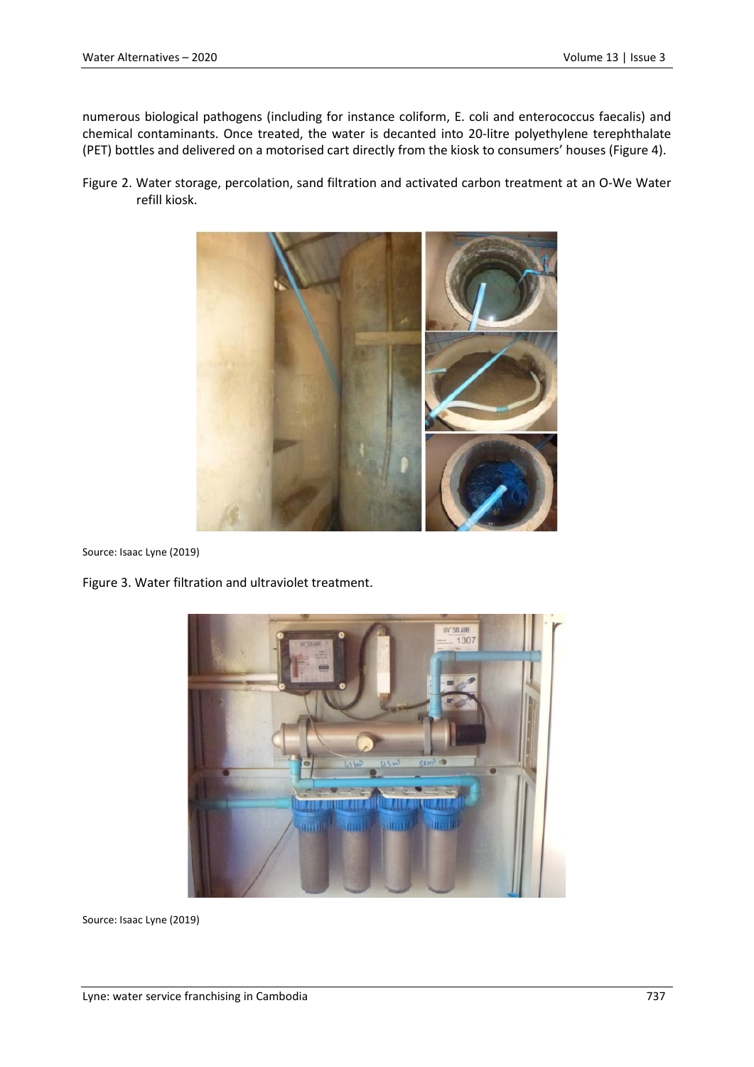numerous biological pathogens (including for instance coliform, E. coli and enterococcus faecalis) and chemical contaminants. Once treated, the water is decanted into 20-litre polyethylene terephthalate (PET) bottles and delivered on a motorised cart directly from the kiosk to consumers' houses (Figure 4).

Figure 2. Water storage, percolation, sand filtration and activated carbon treatment at an O-We Water refill kiosk.

Source: Isaac Lyne (2019)

Figure 3. Water filtration and ultraviolet treatment.

Source: Isaac Lyne (2019)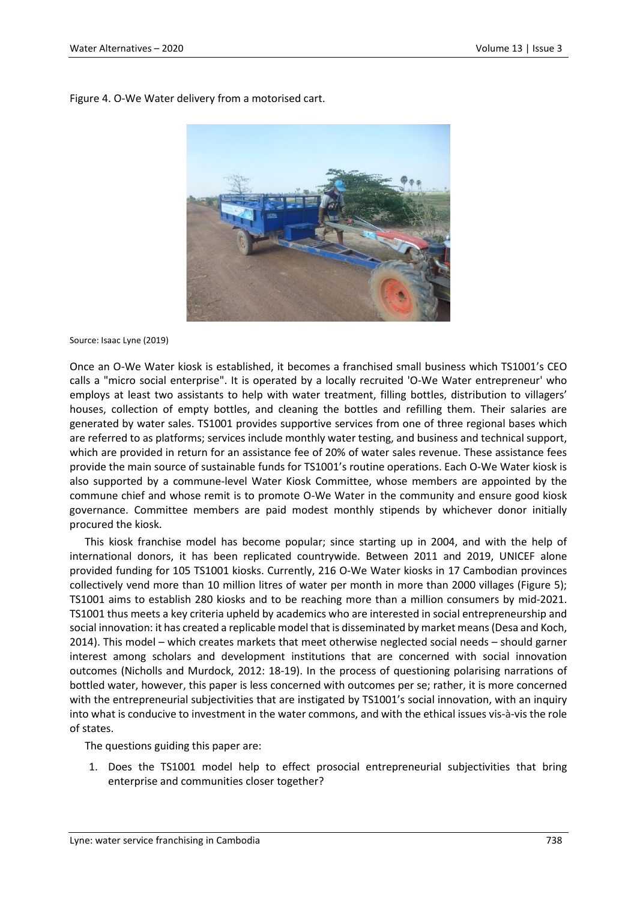Figure 4. O-We Water delivery from a motorised cart.

Source: Isaac Lyne (2019)

Once an O-We Water kiosk is established, it becomes a franchised small business which TS1001's CEO calls a "micro social enterprise". It is operated by a locally recruited 'O-We Water entrepreneur' who employs at least two assistants to help with water treatment, filling bottles, distribution to villagers' houses, collection of empty bottles, and cleaning the bottles and refilling them. Their salaries are generated by water sales. TS1001 provides supportive services from one of three regional bases which are referred to as platforms; services include monthly water testing, and business and technical support, which are provided in return for an assistance fee of 20% of water sales revenue. These assistance fees provide the main source of sustainable funds for TS1001's routine operations. Each O-We Water kiosk is also supported by a commune-level Water Kiosk Committee, whose members are appointed by the commune chief and whose remit is to promote O-We Water in the community and ensure good kiosk governance. Committee members are paid modest monthly stipends by whichever donor initially procured the kiosk.

This kiosk franchise model has become popular; since starting up in 2004, and with the help of international donors, it has been replicated countrywide. Between 2011 and 2019, UNICEF alone provided funding for 105 TS1001 kiosks. Currently, 216 O-We Water kiosks in 17 Cambodian provinces collectively vend more than 10 million litres of water per month in more than 2000 villages (Figure 5); TS1001 aims to establish 280 kiosks and to be reaching more than a million consumers by mid-2021. TS1001 thus meets a key criteria upheld by academics who are interested in social entrepreneurship and social innovation: it has created a replicable model that is disseminated by market means (Desa and Koch, 2014). This model – which creates markets that meet otherwise neglected social needs – should garner interest among scholars and development institutions that are concerned with social innovation outcomes (Nicholls and Murdock, 2012: 18-19). In the process of questioning polarising narrations of bottled water, however, this paper is less concerned with outcomes per se; rather, it is more concerned with the entrepreneurial subjectivities that are instigated by TS1001's social innovation, with an inquiry into what is conducive to investment in the water commons, and with the ethical issues vis-à-vis the role of states.

The questions guiding this paper are:

1. Does the TS1001 model help to effect prosocial entrepreneurial subjectivities that bring enterprise and communities closer together?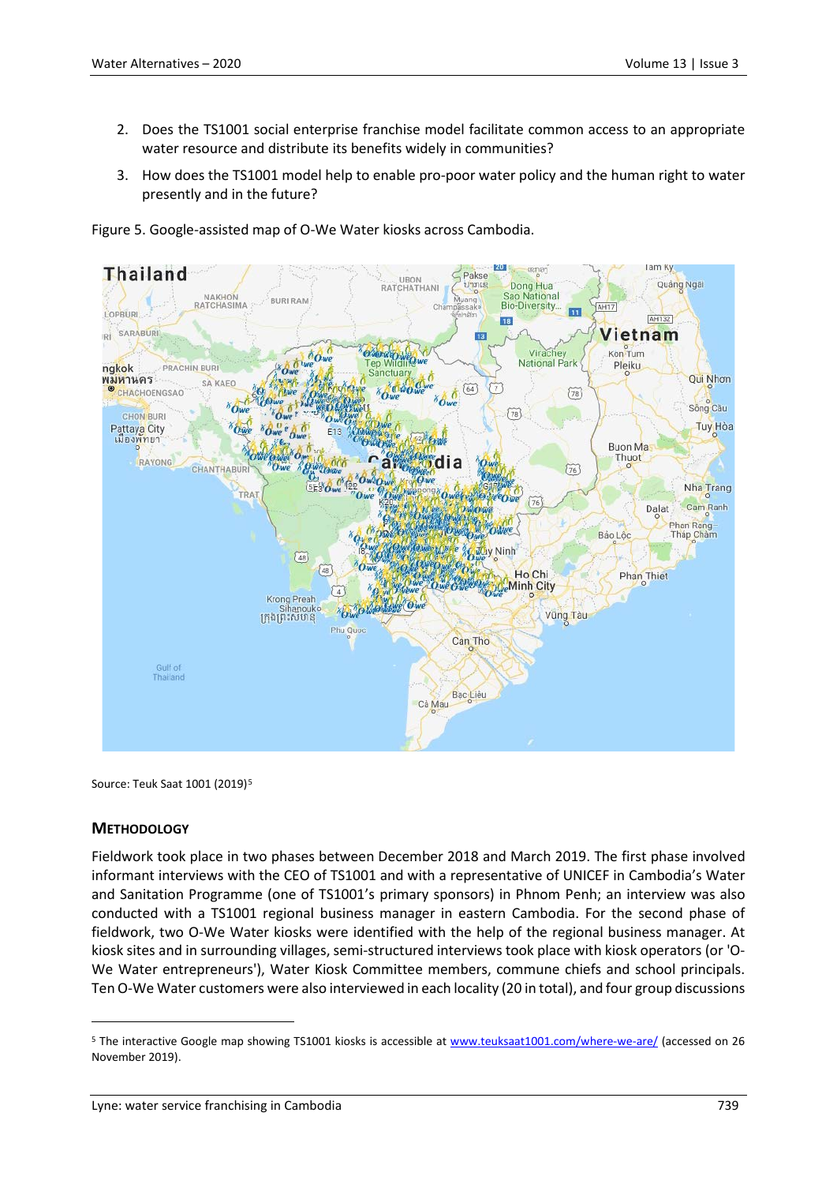2. Does the TS1001 social enterprise franchise model facilitate common access to an appropriate water resource and distribute its benefits widely in communities?

3. How does the TS1001 model help to enable pro-poor water policy and the human right to water presently and in the future?

Figure 5. Google-assisted map of O-We Water kiosks across Cambodia.

Source: Teuk Saat 1001 (2019)[5]

## METHODOLOGY

Fieldwork took place in two phases between December 2018 and March 2019. The first phase involved informant interviews with the CEO of TS1001 and with a representative of UNICEF in Cambodia's Water and Sanitation Programme (one of TS1001's primary sponsors) in Phnom Penh; an interview was also conducted with a TS1001 regional business manager in eastern Cambodia. For the second phase of fieldwork, two O-We Water kiosks were identified with the help of the regional business manager. At kiosk sites and in surrounding villages, semi-structured interviews took place with kiosk operators (or 'O-We Water entrepreneurs'), Water Kiosk Committee members, commune chiefs and school principals. Ten O-We Water customers were also interviewed in each locality (20 in total), and four group discussions

---

[5] The interactive Google map showing TS1001 kiosks is accessible at www.teuksaat1001.com/where-we-are/ (accessed on 26 November 2019).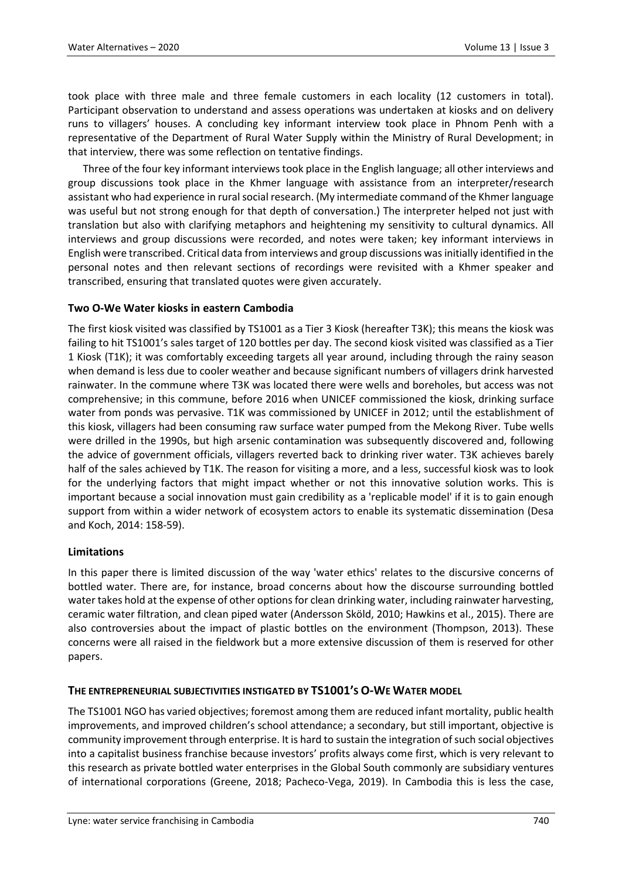took place with three male and three female customers in each locality (12 customers in total). Participant observation to understand and assess operations was undertaken at kiosks and on delivery runs to villagers' houses. A concluding key informant interview took place in Phnom Penh with a representative of the Department of Rural Water Supply within the Ministry of Rural Development; in that interview, there was some reflection on tentative findings.

Three of the four key informant interviews took place in the English language; all other interviews and group discussions took place in the Khmer language with assistance from an interpreter/research assistant who had experience in rural social research. (My intermediate command of the Khmer language was useful but not strong enough for that depth of conversation.) The interpreter helped not just with translation but also with clarifying metaphors and heightening my sensitivity to cultural dynamics. All interviews and group discussions were recorded, and notes were taken; key informant interviews in English were transcribed. Critical data from interviews and group discussions was initially identified in the personal notes and then relevant sections of recordings were revisited with a Khmer speaker and transcribed, ensuring that translated quotes were given accurately.

### Two O-We Water kiosks in eastern Cambodia

The first kiosk visited was classified by TS1001 as a Tier 3 Kiosk (hereafter T3K); this means the kiosk was failing to hit TS1001's sales target of 120 bottles per day. The second kiosk visited was classified as a Tier 1 Kiosk (T1K); it was comfortably exceeding targets all year around, including through the rainy season when demand is less due to cooler weather and because significant numbers of villagers drink harvested rainwater. In the commune where T3K was located there were wells and boreholes, but access was not comprehensive; in this commune, before 2016 when UNICEF commissioned the kiosk, drinking surface water from ponds was pervasive. T1K was commissioned by UNICEF in 2012; until the establishment of this kiosk, villagers had been consuming raw surface water pumped from the Mekong River. Tube wells were drilled in the 1990s, but high arsenic contamination was subsequently discovered and, following the advice of government officials, villagers reverted back to drinking river water. T3K achieves barely half of the sales achieved by T1K. The reason for visiting a more, and a less, successful kiosk was to look for the underlying factors that might impact whether or not this innovative solution works. This is important because a social innovation must gain credibility as a 'replicable model' if it is to gain enough support from within a wider network of ecosystem actors to enable its systematic dissemination (Desa and Koch, 2014: 158-59).

### Limitations

In this paper there is limited discussion of the way 'water ethics' relates to the discursive concerns of bottled water. There are, for instance, broad concerns about how the discourse surrounding bottled water takes hold at the expense of other options for clean drinking water, including rainwater harvesting, ceramic water filtration, and clean piped water (Andersson Sköld, 2010; Hawkins et al., 2015). There are also controversies about the impact of plastic bottles on the environment (Thompson, 2013). These concerns were all raised in the fieldwork but a more extensive discussion of them is reserved for other papers.

## THE ENTREPRENEURIAL SUBJECTIVITIES INSTIGATED BY TS1001'S O-WE WATER MODEL

The TS1001 NGO has varied objectives; foremost among them are reduced infant mortality, public health improvements, and improved children's school attendance; a secondary, but still important, objective is community improvement through enterprise. It is hard to sustain the integration of such social objectives into a capitalist business franchise because investors' profits always come first, which is very relevant to this research as private bottled water enterprises in the Global South commonly are subsidiary ventures of international corporations (Greene, 2018; Pacheco-Vega, 2019). In Cambodia this is less the case,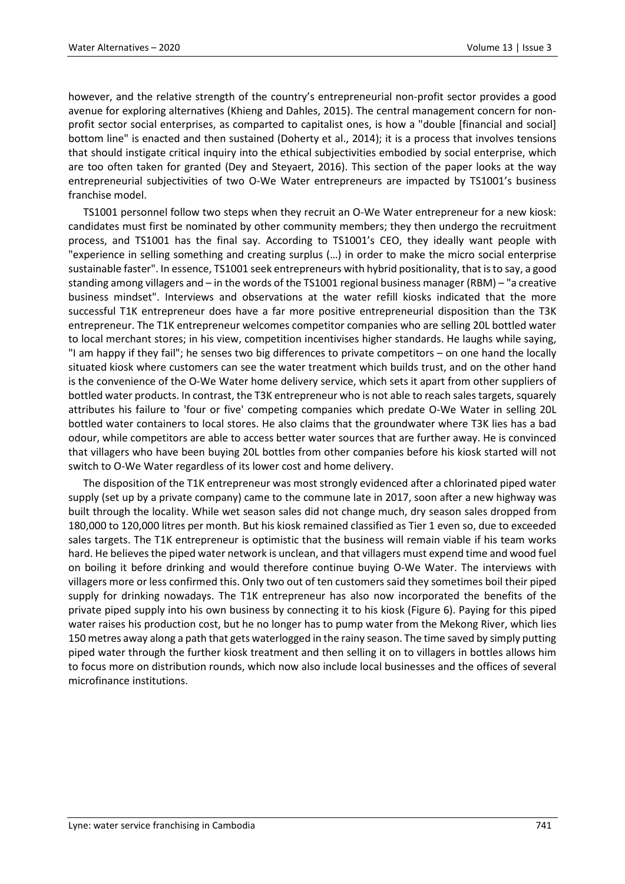however, and the relative strength of the country's entrepreneurial non-profit sector provides a good avenue for exploring alternatives (Khieng and Dahles, 2015). The central management concern for non-profit sector social enterprises, as comparted to capitalist ones, is how a "double [financial and social] bottom line" is enacted and then sustained (Doherty et al., 2014); it is a process that involves tensions that should instigate critical inquiry into the ethical subjectivities embodied by social enterprise, which are too often taken for granted (Dey and Steyaert, 2016). This section of the paper looks at the way entrepreneurial subjectivities of two O-We Water entrepreneurs are impacted by TS1001's business franchise model.

TS1001 personnel follow two steps when they recruit an O-We Water entrepreneur for a new kiosk: candidates must first be nominated by other community members; they then undergo the recruitment process, and TS1001 has the final say. According to TS1001's CEO, they ideally want people with "experience in selling something and creating surplus (…) in order to make the micro social enterprise sustainable faster". In essence, TS1001 seek entrepreneurs with hybrid positionality, that is to say, a good standing among villagers and – in the words of the TS1001 regional business manager (RBM) – "a creative business mindset". Interviews and observations at the water refill kiosks indicated that the more successful T1K entrepreneur does have a far more positive entrepreneurial disposition than the T3K entrepreneur. The T1K entrepreneur welcomes competitor companies who are selling 20L bottled water to local merchant stores; in his view, competition incentivises higher standards. He laughs while saying, "I am happy if they fail"; he senses two big differences to private competitors – on one hand the locally situated kiosk where customers can see the water treatment which builds trust, and on the other hand is the convenience of the O-We Water home delivery service, which sets it apart from other suppliers of bottled water products. In contrast, the T3K entrepreneur who is not able to reach sales targets, squarely attributes his failure to 'four or five' competing companies which predate O-We Water in selling 20L bottled water containers to local stores. He also claims that the groundwater where T3K lies has a bad odour, while competitors are able to access better water sources that are further away. He is convinced that villagers who have been buying 20L bottles from other companies before his kiosk started will not switch to O-We Water regardless of its lower cost and home delivery.

The disposition of the T1K entrepreneur was most strongly evidenced after a chlorinated piped water supply (set up by a private company) came to the commune late in 2017, soon after a new highway was built through the locality. While wet season sales did not change much, dry season sales dropped from 180,000 to 120,000 litres per month. But his kiosk remained classified as Tier 1 even so, due to exceeded sales targets. The T1K entrepreneur is optimistic that the business will remain viable if his team works hard. He believes the piped water network is unclean, and that villagers must expend time and wood fuel on boiling it before drinking and would therefore continue buying O-We Water. The interviews with villagers more or less confirmed this. Only two out of ten customers said they sometimes boil their piped supply for drinking nowadays. The T1K entrepreneur has also now incorporated the benefits of the private piped supply into his own business by connecting it to his kiosk (Figure 6). Paying for this piped water raises his production cost, but he no longer has to pump water from the Mekong River, which lies 150 metres away along a path that gets waterlogged in the rainy season. The time saved by simply putting piped water through the further kiosk treatment and then selling it on to villagers in bottles allows him to focus more on distribution rounds, which now also include local businesses and the offices of several microfinance institutions.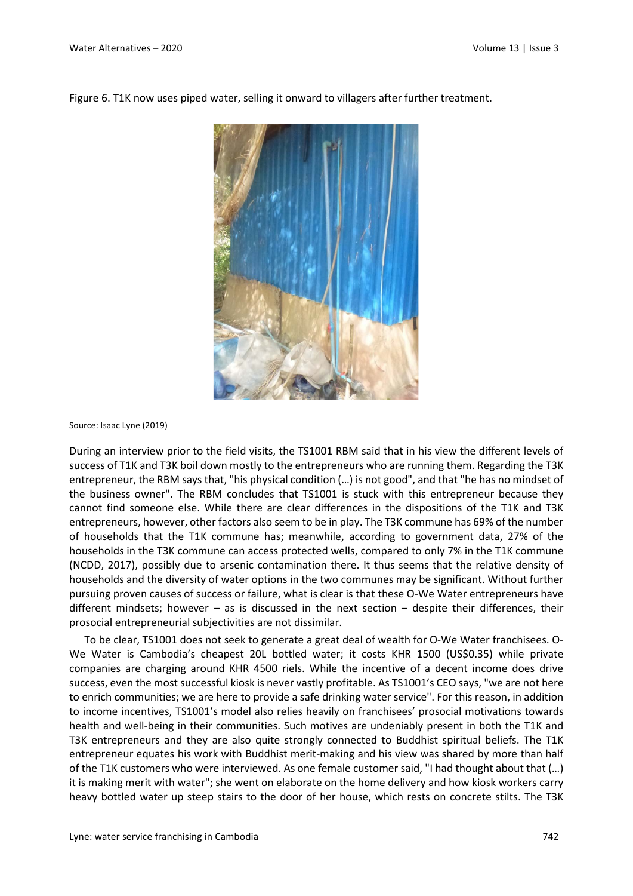Figure 6. T1K now uses piped water, selling it onward to villagers after further treatment.

Source: Isaac Lyne (2019)

During an interview prior to the field visits, the TS1001 RBM said that in his view the different levels of success of T1K and T3K boil down mostly to the entrepreneurs who are running them. Regarding the T3K entrepreneur, the RBM says that, "his physical condition (…) is not good", and that "he has no mindset of the business owner". The RBM concludes that TS1001 is stuck with this entrepreneur because they cannot find someone else. While there are clear differences in the dispositions of the T1K and T3K entrepreneurs, however, other factors also seem to be in play. The T3K commune has 69% of the number of households that the T1K commune has; meanwhile, according to government data, 27% of the households in the T3K commune can access protected wells, compared to only 7% in the T1K commune (NCDD, 2017), possibly due to arsenic contamination there. It thus seems that the relative density of households and the diversity of water options in the two communes may be significant. Without further pursuing proven causes of success or failure, what is clear is that these O-We Water entrepreneurs have different mindsets; however – as is discussed in the next section – despite their differences, their prosocial entrepreneurial subjectivities are not dissimilar.

To be clear, TS1001 does not seek to generate a great deal of wealth for O-We Water franchisees. O-We Water is Cambodia's cheapest 20L bottled water; it costs KHR 1500 (US$0.35) while private companies are charging around KHR 4500 riels. While the incentive of a decent income does drive success, even the most successful kiosk is never vastly profitable. As TS1001's CEO says, "we are not here to enrich communities; we are here to provide a safe drinking water service". For this reason, in addition to income incentives, TS1001's model also relies heavily on franchisees' prosocial motivations towards health and well-being in their communities. Such motives are undeniably present in both the T1K and T3K entrepreneurs and they are also quite strongly connected to Buddhist spiritual beliefs. The T1K entrepreneur equates his work with Buddhist merit-making and his view was shared by more than half of the T1K customers who were interviewed. As one female customer said, "I had thought about that (…) it is making merit with water"; she went on elaborate on the home delivery and how kiosk workers carry heavy bottled water up steep stairs to the door of her house, which rests on concrete stilts. The T3K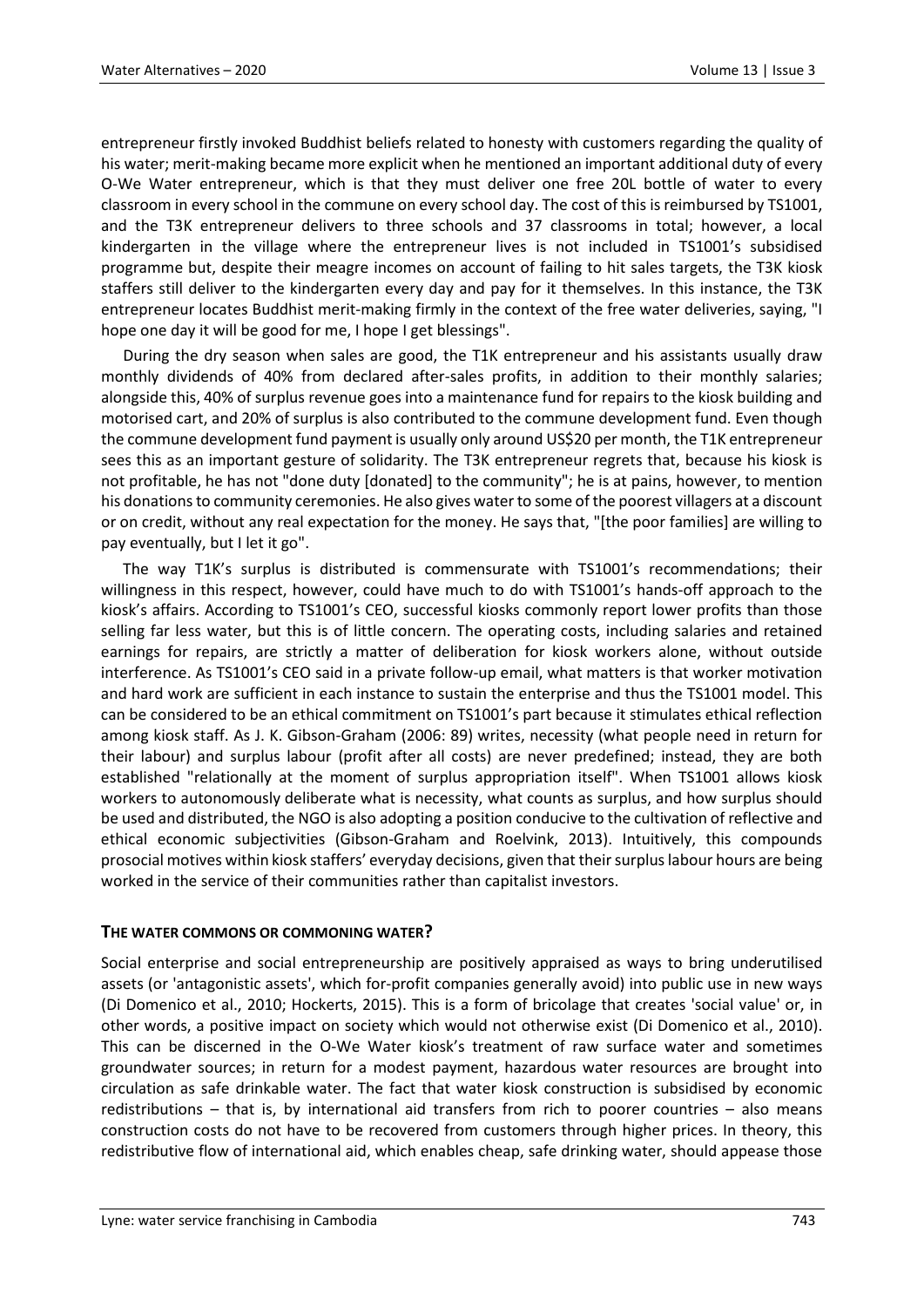entrepreneur firstly invoked Buddhist beliefs related to honesty with customers regarding the quality of his water; merit-making became more explicit when he mentioned an important additional duty of every O-We Water entrepreneur, which is that they must deliver one free 20L bottle of water to every classroom in every school in the commune on every school day. The cost of this is reimbursed by TS1001, and the T3K entrepreneur delivers to three schools and 37 classrooms in total; however, a local kindergarten in the village where the entrepreneur lives is not included in TS1001's subsidised programme but, despite their meagre incomes on account of failing to hit sales targets, the T3K kiosk staffers still deliver to the kindergarten every day and pay for it themselves. In this instance, the T3K entrepreneur locates Buddhist merit-making firmly in the context of the free water deliveries, saying, "I hope one day it will be good for me, I hope I get blessings".

During the dry season when sales are good, the T1K entrepreneur and his assistants usually draw monthly dividends of 40% from declared after-sales profits, in addition to their monthly salaries; alongside this, 40% of surplus revenue goes into a maintenance fund for repairs to the kiosk building and motorised cart, and 20% of surplus is also contributed to the commune development fund. Even though the commune development fund payment is usually only around US$20 per month, the T1K entrepreneur sees this as an important gesture of solidarity. The T3K entrepreneur regrets that, because his kiosk is not profitable, he has not "done duty [donated] to the community"; he is at pains, however, to mention his donations to community ceremonies. He also gives water to some of the poorest villagers at a discount or on credit, without any real expectation for the money. He says that, "[the poor families] are willing to pay eventually, but I let it go".

The way T1K's surplus is distributed is commensurate with TS1001's recommendations; their willingness in this respect, however, could have much to do with TS1001's hands-off approach to the kiosk's affairs. According to TS1001's CEO, successful kiosks commonly report lower profits than those selling far less water, but this is of little concern. The operating costs, including salaries and retained earnings for repairs, are strictly a matter of deliberation for kiosk workers alone, without outside interference. As TS1001's CEO said in a private follow-up email, what matters is that worker motivation and hard work are sufficient in each instance to sustain the enterprise and thus the TS1001 model. This can be considered to be an ethical commitment on TS1001's part because it stimulates ethical reflection among kiosk staff. As J. K. Gibson-Graham (2006: 89) writes, necessity (what people need in return for their labour) and surplus labour (profit after all costs) are never predefined; instead, they are both established "relationally at the moment of surplus appropriation itself". When TS1001 allows kiosk workers to autonomously deliberate what is necessity, what counts as surplus, and how surplus should be used and distributed, the NGO is also adopting a position conducive to the cultivation of reflective and ethical economic subjectivities (Gibson-Graham and Roelvink, 2013). Intuitively, this compounds prosocial motives within kiosk staffers' everyday decisions, given that their surplus labour hours are being worked in the service of their communities rather than capitalist investors.

## THE WATER COMMONS OR COMMONING WATER?

Social enterprise and social entrepreneurship are positively appraised as ways to bring underutilised assets (or 'antagonistic assets', which for-profit companies generally avoid) into public use in new ways (Di Domenico et al., 2010; Hockerts, 2015). This is a form of bricolage that creates 'social value' or, in other words, a positive impact on society which would not otherwise exist (Di Domenico et al., 2010). This can be discerned in the O-We Water kiosk's treatment of raw surface water and sometimes groundwater sources; in return for a modest payment, hazardous water resources are brought into circulation as safe drinkable water. The fact that water kiosk construction is subsidised by economic redistributions – that is, by international aid transfers from rich to poorer countries – also means construction costs do not have to be recovered from customers through higher prices. In theory, this redistributive flow of international aid, which enables cheap, safe drinking water, should appease those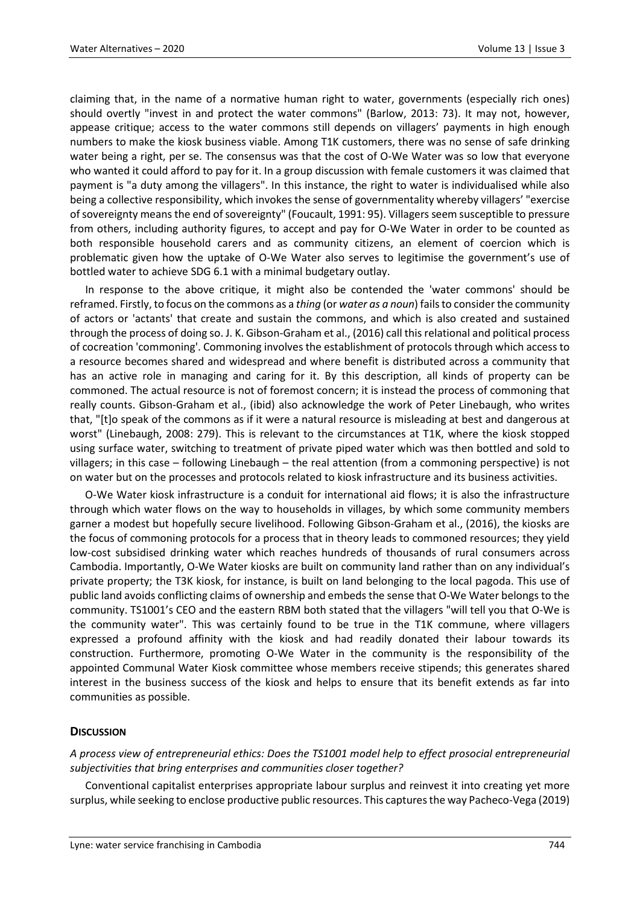claiming that, in the name of a normative human right to water, governments (especially rich ones) should overtly "invest in and protect the water commons" (Barlow, 2013: 73). It may not, however, appease critique; access to the water commons still depends on villagers' payments in high enough numbers to make the kiosk business viable. Among T1K customers, there was no sense of safe drinking water being a right, per se. The consensus was that the cost of O-We Water was so low that everyone who wanted it could afford to pay for it. In a group discussion with female customers it was claimed that payment is "a duty among the villagers". In this instance, the right to water is individualised while also being a collective responsibility, which invokes the sense of governmentality whereby villagers' "exercise of sovereignty means the end of sovereignty" (Foucault, 1991: 95). Villagers seem susceptible to pressure from others, including authority figures, to accept and pay for O-We Water in order to be counted as both responsible household carers and as community citizens, an element of coercion which is problematic given how the uptake of O-We Water also serves to legitimise the government's use of bottled water to achieve SDG 6.1 with a minimal budgetary outlay.

In response to the above critique, it might also be contended the 'water commons' should be reframed. Firstly, to focus on the commons as a *thing* (or *water as a noun*) fails to consider the community of actors or 'actants' that create and sustain the commons, and which is also created and sustained through the process of doing so. J. K. Gibson-Graham et al., (2016) call this relational and political process of cocreation 'commoning'. Commoning involves the establishment of protocols through which access to a resource becomes shared and widespread and where benefit is distributed across a community that has an active role in managing and caring for it. By this description, all kinds of property can be commoned. The actual resource is not of foremost concern; it is instead the process of commoning that really counts. Gibson-Graham et al., (ibid) also acknowledge the work of Peter Linebaugh, who writes that, "[t]o speak of the commons as if it were a natural resource is misleading at best and dangerous at worst" (Linebaugh, 2008: 279). This is relevant to the circumstances at T1K, where the kiosk stopped using surface water, switching to treatment of private piped water which was then bottled and sold to villagers; in this case – following Linebaugh – the real attention (from a commoning perspective) is not on water but on the processes and protocols related to kiosk infrastructure and its business activities.

O-We Water kiosk infrastructure is a conduit for international aid flows; it is also the infrastructure through which water flows on the way to households in villages, by which some community members garner a modest but hopefully secure livelihood. Following Gibson-Graham et al., (2016), the kiosks are the focus of commoning protocols for a process that in theory leads to commoned resources; they yield low-cost subsidised drinking water which reaches hundreds of thousands of rural consumers across Cambodia. Importantly, O-We Water kiosks are built on community land rather than on any individual's private property; the T3K kiosk, for instance, is built on land belonging to the local pagoda. This use of public land avoids conflicting claims of ownership and embeds the sense that O-We Water belongs to the community. TS1001's CEO and the eastern RBM both stated that the villagers "will tell you that O-We is the community water". This was certainly found to be true in the T1K commune, where villagers expressed a profound affinity with the kiosk and had readily donated their labour towards its construction. Furthermore, promoting O-We Water in the community is the responsibility of the appointed Communal Water Kiosk committee whose members receive stipends; this generates shared interest in the business success of the kiosk and helps to ensure that its benefit extends as far into communities as possible.

## DISCUSSION

### *A process view of entrepreneurial ethics: Does the TS1001 model help to effect prosocial entrepreneurial subjectivities that bring enterprises and communities closer together?*

Conventional capitalist enterprises appropriate labour surplus and reinvest it into creating yet more surplus, while seeking to enclose productive public resources. This captures the way Pacheco-Vega (2019)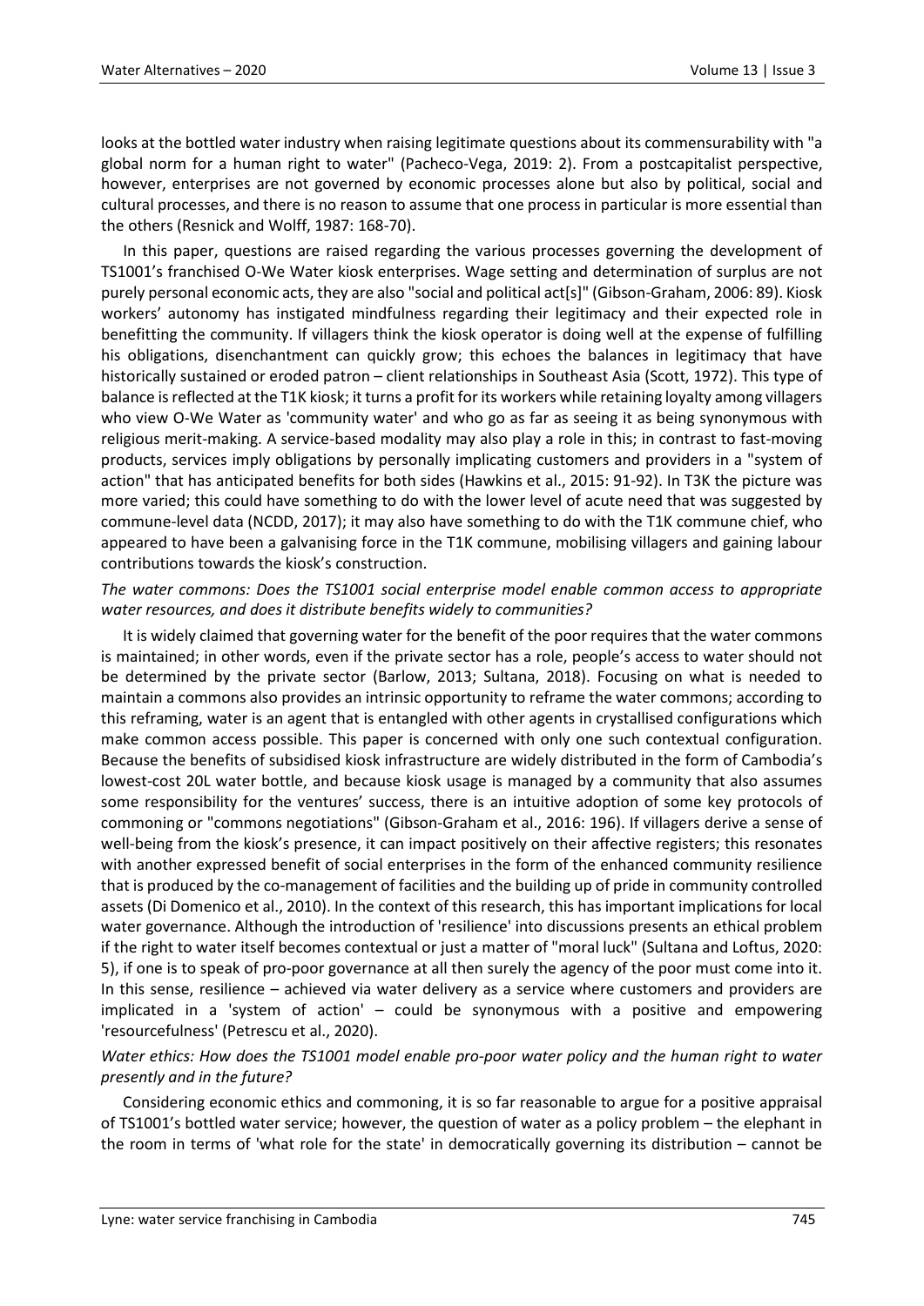looks at the bottled water industry when raising legitimate questions about its commensurability with "a global norm for a human right to water" (Pacheco-Vega, 2019: 2). From a postcapitalist perspective, however, enterprises are not governed by economic processes alone but also by political, social and cultural processes, and there is no reason to assume that one process in particular is more essential than the others (Resnick and Wolff, 1987: 168-70).

In this paper, questions are raised regarding the various processes governing the development of TS1001's franchised O-We Water kiosk enterprises. Wage setting and determination of surplus are not purely personal economic acts, they are also "social and political act[s]" (Gibson-Graham, 2006: 89). Kiosk workers' autonomy has instigated mindfulness regarding their legitimacy and their expected role in benefitting the community. If villagers think the kiosk operator is doing well at the expense of fulfilling his obligations, disenchantment can quickly grow; this echoes the balances in legitimacy that have historically sustained or eroded patron – client relationships in Southeast Asia (Scott, 1972). This type of balance is reflected at the T1K kiosk; it turns a profit for its workers while retaining loyalty among villagers who view O-We Water as 'community water' and who go as far as seeing it as being synonymous with religious merit-making. A service-based modality may also play a role in this; in contrast to fast-moving products, services imply obligations by personally implicating customers and providers in a "system of action" that has anticipated benefits for both sides (Hawkins et al., 2015: 91-92). In T3K the picture was more varied; this could have something to do with the lower level of acute need that was suggested by commune-level data (NCDD, 2017); it may also have something to do with the T1K commune chief, who appeared to have been a galvanising force in the T1K commune, mobilising villagers and gaining labour contributions towards the kiosk's construction.

*The water commons: Does the TS1001 social enterprise model enable common access to appropriate water resources, and does it distribute benefits widely to communities?*

It is widely claimed that governing water for the benefit of the poor requires that the water commons is maintained; in other words, even if the private sector has a role, people's access to water should not be determined by the private sector (Barlow, 2013; Sultana, 2018). Focusing on what is needed to maintain a commons also provides an intrinsic opportunity to reframe the water commons; according to this reframing, water is an agent that is entangled with other agents in crystallised configurations which make common access possible. This paper is concerned with only one such contextual configuration. Because the benefits of subsidised kiosk infrastructure are widely distributed in the form of Cambodia's lowest-cost 20L water bottle, and because kiosk usage is managed by a community that also assumes some responsibility for the ventures' success, there is an intuitive adoption of some key protocols of commoning or "commons negotiations" (Gibson-Graham et al., 2016: 196). If villagers derive a sense of well-being from the kiosk's presence, it can impact positively on their affective registers; this resonates with another expressed benefit of social enterprises in the form of the enhanced community resilience that is produced by the co-management of facilities and the building up of pride in community controlled assets (Di Domenico et al., 2010). In the context of this research, this has important implications for local water governance. Although the introduction of 'resilience' into discussions presents an ethical problem if the right to water itself becomes contextual or just a matter of "moral luck" (Sultana and Loftus, 2020: 5), if one is to speak of pro-poor governance at all then surely the agency of the poor must come into it. In this sense, resilience – achieved via water delivery as a service where customers and providers are implicated in a 'system of action' – could be synonymous with a positive and empowering 'resourcefulness' (Petrescu et al., 2020).

*Water ethics: How does the TS1001 model enable pro-poor water policy and the human right to water presently and in the future?*

Considering economic ethics and commoning, it is so far reasonable to argue for a positive appraisal of TS1001's bottled water service; however, the question of water as a policy problem – the elephant in the room in terms of 'what role for the state' in democratically governing its distribution – cannot be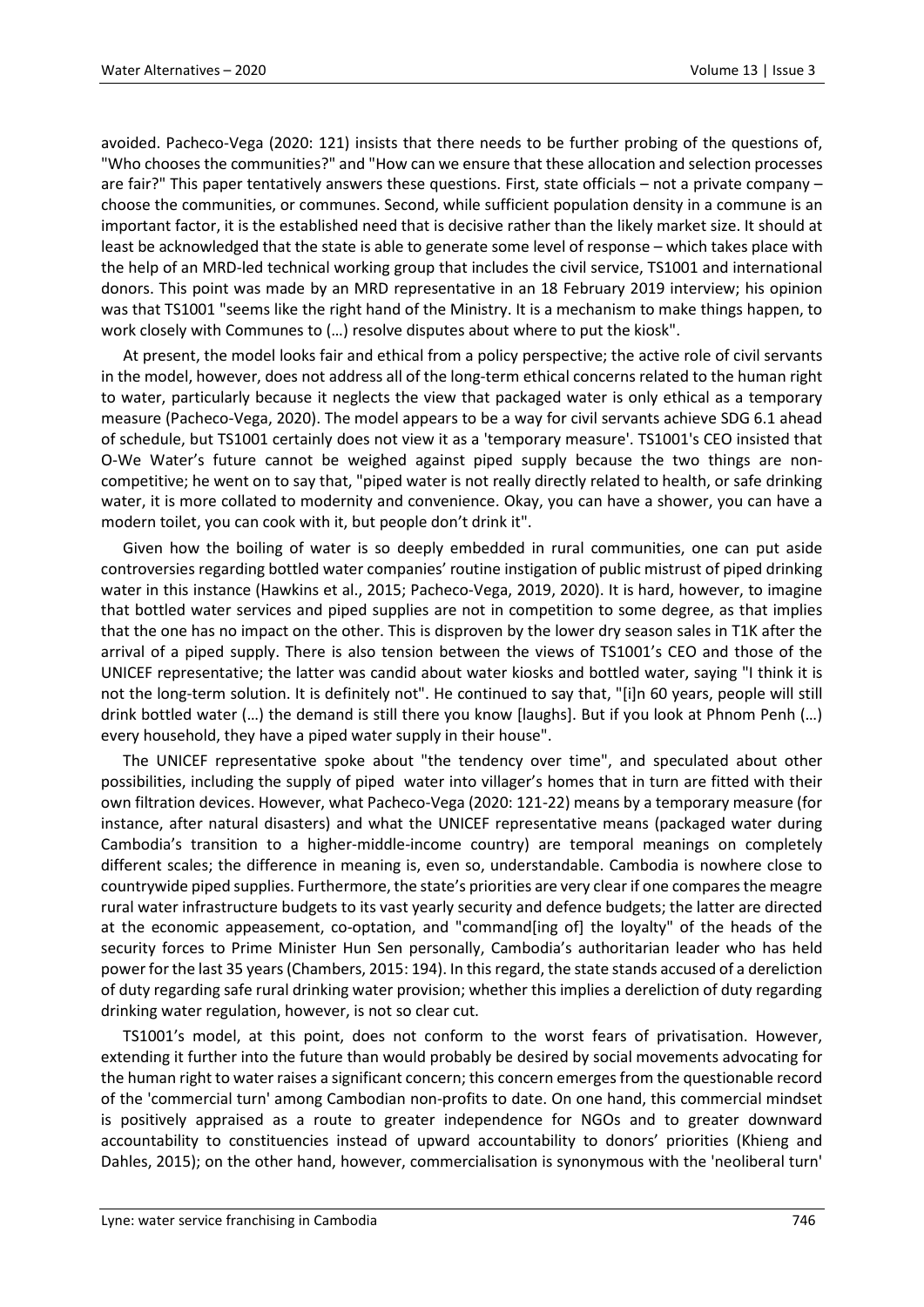avoided. Pacheco-Vega (2020: 121) insists that there needs to be further probing of the questions of, "Who chooses the communities?" and "How can we ensure that these allocation and selection processes are fair?" This paper tentatively answers these questions. First, state officials – not a private company – choose the communities, or communes. Second, while sufficient population density in a commune is an important factor, it is the established need that is decisive rather than the likely market size. It should at least be acknowledged that the state is able to generate some level of response – which takes place with the help of an MRD-led technical working group that includes the civil service, TS1001 and international donors. This point was made by an MRD representative in an 18 February 2019 interview; his opinion was that TS1001 "seems like the right hand of the Ministry. It is a mechanism to make things happen, to work closely with Communes to (…) resolve disputes about where to put the kiosk".

At present, the model looks fair and ethical from a policy perspective; the active role of civil servants in the model, however, does not address all of the long-term ethical concerns related to the human right to water, particularly because it neglects the view that packaged water is only ethical as a temporary measure (Pacheco-Vega, 2020). The model appears to be a way for civil servants achieve SDG 6.1 ahead of schedule, but TS1001 certainly does not view it as a 'temporary measure'. TS1001's CEO insisted that O-We Water's future cannot be weighed against piped supply because the two things are non-competitive; he went on to say that, "piped water is not really directly related to health, or safe drinking water, it is more collated to modernity and convenience. Okay, you can have a shower, you can have a modern toilet, you can cook with it, but people don't drink it".

Given how the boiling of water is so deeply embedded in rural communities, one can put aside controversies regarding bottled water companies' routine instigation of public mistrust of piped drinking water in this instance (Hawkins et al., 2015; Pacheco-Vega, 2019, 2020). It is hard, however, to imagine that bottled water services and piped supplies are not in competition to some degree, as that implies that the one has no impact on the other. This is disproven by the lower dry season sales in T1K after the arrival of a piped supply. There is also tension between the views of TS1001's CEO and those of the UNICEF representative; the latter was candid about water kiosks and bottled water, saying "I think it is not the long-term solution. It is definitely not". He continued to say that, "[i]n 60 years, people will still drink bottled water (…) the demand is still there you know [laughs]. But if you look at Phnom Penh (…) every household, they have a piped water supply in their house".

The UNICEF representative spoke about "the tendency over time", and speculated about other possibilities, including the supply of piped water into villager's homes that in turn are fitted with their own filtration devices. However, what Pacheco-Vega (2020: 121-22) means by a temporary measure (for instance, after natural disasters) and what the UNICEF representative means (packaged water during Cambodia's transition to a higher-middle-income country) are temporal meanings on completely different scales; the difference in meaning is, even so, understandable. Cambodia is nowhere close to countrywide piped supplies. Furthermore, the state's priorities are very clear if one compares the meagre rural water infrastructure budgets to its vast yearly security and defence budgets; the latter are directed at the economic appeasement, co-optation, and "command[ing of] the loyalty" of the heads of the security forces to Prime Minister Hun Sen personally, Cambodia's authoritarian leader who has held power for the last 35 years (Chambers, 2015: 194). In this regard, the state stands accused of a dereliction of duty regarding safe rural drinking water provision; whether this implies a dereliction of duty regarding drinking water regulation, however, is not so clear cut.

TS1001's model, at this point, does not conform to the worst fears of privatisation. However, extending it further into the future than would probably be desired by social movements advocating for the human right to water raises a significant concern; this concern emerges from the questionable record of the 'commercial turn' among Cambodian non-profits to date. On one hand, this commercial mindset is positively appraised as a route to greater independence for NGOs and to greater downward accountability to constituencies instead of upward accountability to donors' priorities (Khieng and Dahles, 2015); on the other hand, however, commercialisation is synonymous with the 'neoliberal turn'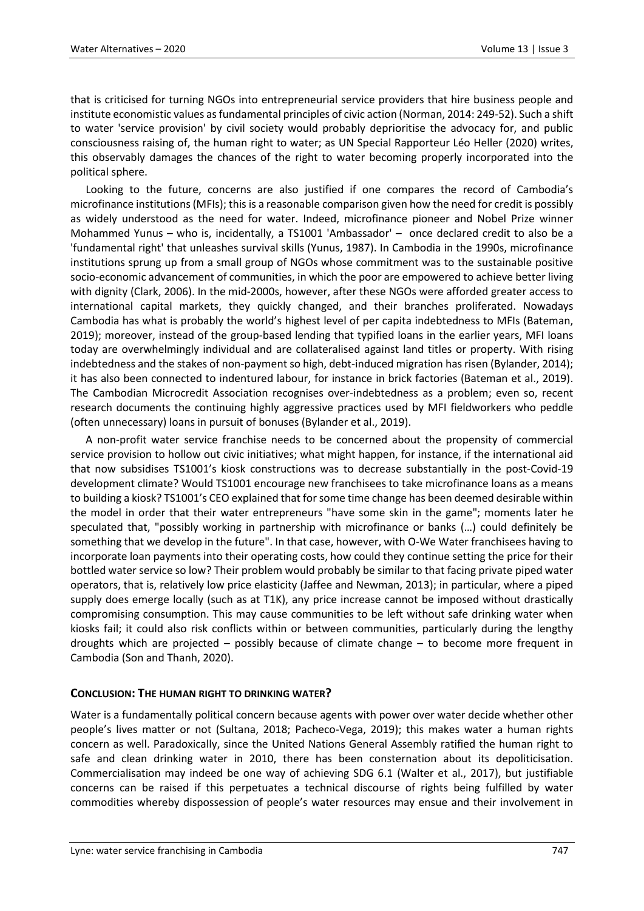that is criticised for turning NGOs into entrepreneurial service providers that hire business people and institute economistic values as fundamental principles of civic action (Norman, 2014: 249-52). Such a shift to water 'service provision' by civil society would probably deprioritise the advocacy for, and public consciousness raising of, the human right to water; as UN Special Rapporteur Léo Heller (2020) writes, this observably damages the chances of the right to water becoming properly incorporated into the political sphere.

Looking to the future, concerns are also justified if one compares the record of Cambodia's microfinance institutions (MFIs); this is a reasonable comparison given how the need for credit is possibly as widely understood as the need for water. Indeed, microfinance pioneer and Nobel Prize winner Mohammed Yunus – who is, incidentally, a TS1001 'Ambassador' – once declared credit to also be a 'fundamental right' that unleashes survival skills (Yunus, 1987). In Cambodia in the 1990s, microfinance institutions sprung up from a small group of NGOs whose commitment was to the sustainable positive socio-economic advancement of communities, in which the poor are empowered to achieve better living with dignity (Clark, 2006). In the mid-2000s, however, after these NGOs were afforded greater access to international capital markets, they quickly changed, and their branches proliferated. Nowadays Cambodia has what is probably the world's highest level of per capita indebtedness to MFIs (Bateman, 2019); moreover, instead of the group-based lending that typified loans in the earlier years, MFI loans today are overwhelmingly individual and are collateralised against land titles or property. With rising indebtedness and the stakes of non-payment so high, debt-induced migration has risen (Bylander, 2014); it has also been connected to indentured labour, for instance in brick factories (Bateman et al., 2019). The Cambodian Microcredit Association recognises over-indebtedness as a problem; even so, recent research documents the continuing highly aggressive practices used by MFI fieldworkers who peddle (often unnecessary) loans in pursuit of bonuses (Bylander et al., 2019).

A non-profit water service franchise needs to be concerned about the propensity of commercial service provision to hollow out civic initiatives; what might happen, for instance, if the international aid that now subsidises TS1001's kiosk constructions was to decrease substantially in the post-Covid-19 development climate? Would TS1001 encourage new franchisees to take microfinance loans as a means to building a kiosk? TS1001's CEO explained that for some time change has been deemed desirable within the model in order that their water entrepreneurs "have some skin in the game"; moments later he speculated that, "possibly working in partnership with microfinance or banks (…) could definitely be something that we develop in the future". In that case, however, with O-We Water franchisees having to incorporate loan payments into their operating costs, how could they continue setting the price for their bottled water service so low? Their problem would probably be similar to that facing private piped water operators, that is, relatively low price elasticity (Jaffee and Newman, 2013); in particular, where a piped supply does emerge locally (such as at T1K), any price increase cannot be imposed without drastically compromising consumption. This may cause communities to be left without safe drinking water when kiosks fail; it could also risk conflicts within or between communities, particularly during the lengthy droughts which are projected – possibly because of climate change – to become more frequent in Cambodia (Son and Thanh, 2020).

## CONCLUSION: THE HUMAN RIGHT TO DRINKING WATER?

Water is a fundamentally political concern because agents with power over water decide whether other people's lives matter or not (Sultana, 2018; Pacheco-Vega, 2019); this makes water a human rights concern as well. Paradoxically, since the United Nations General Assembly ratified the human right to safe and clean drinking water in 2010, there has been consternation about its depoliticisation. Commercialisation may indeed be one way of achieving SDG 6.1 (Walter et al., 2017), but justifiable concerns can be raised if this perpetuates a technical discourse of rights being fulfilled by water commodities whereby dispossession of people's water resources may ensue and their involvement in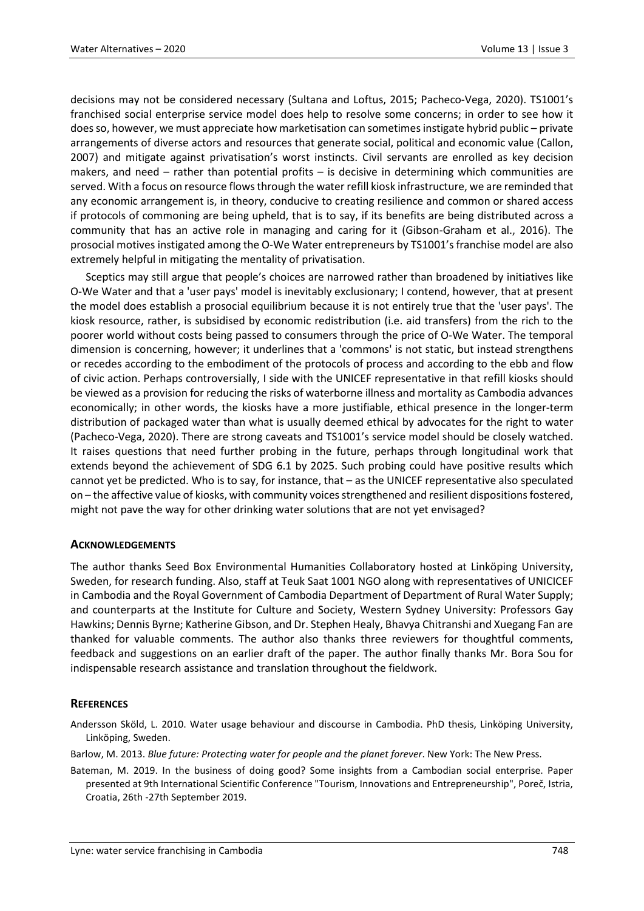decisions may not be considered necessary (Sultana and Loftus, 2015; Pacheco-Vega, 2020). TS1001's franchised social enterprise service model does help to resolve some concerns; in order to see how it does so, however, we must appreciate how marketisation can sometimes instigate hybrid public – private arrangements of diverse actors and resources that generate social, political and economic value (Callon, 2007) and mitigate against privatisation's worst instincts. Civil servants are enrolled as key decision makers, and need – rather than potential profits – is decisive in determining which communities are served. With a focus on resource flows through the water refill kiosk infrastructure, we are reminded that any economic arrangement is, in theory, conducive to creating resilience and common or shared access if protocols of commoning are being upheld, that is to say, if its benefits are being distributed across a community that has an active role in managing and caring for it (Gibson-Graham et al., 2016). The prosocial motives instigated among the O-We Water entrepreneurs by TS1001's franchise model are also extremely helpful in mitigating the mentality of privatisation.

Sceptics may still argue that people's choices are narrowed rather than broadened by initiatives like O-We Water and that a 'user pays' model is inevitably exclusionary; I contend, however, that at present the model does establish a prosocial equilibrium because it is not entirely true that the 'user pays'. The kiosk resource, rather, is subsidised by economic redistribution (i.e. aid transfers) from the rich to the poorer world without costs being passed to consumers through the price of O-We Water. The temporal dimension is concerning, however; it underlines that a 'commons' is not static, but instead strengthens or recedes according to the embodiment of the protocols of process and according to the ebb and flow of civic action. Perhaps controversially, I side with the UNICEF representative in that refill kiosks should be viewed as a provision for reducing the risks of waterborne illness and mortality as Cambodia advances economically; in other words, the kiosks have a more justifiable, ethical presence in the longer-term distribution of packaged water than what is usually deemed ethical by advocates for the right to water (Pacheco-Vega, 2020). There are strong caveats and TS1001's service model should be closely watched. It raises questions that need further probing in the future, perhaps through longitudinal work that extends beyond the achievement of SDG 6.1 by 2025. Such probing could have positive results which cannot yet be predicted. Who is to say, for instance, that – as the UNICEF representative also speculated on – the affective value of kiosks, with community voices strengthened and resilient dispositions fostered, might not pave the way for other drinking water solutions that are not yet envisaged?

## Acknowledgements

The author thanks Seed Box Environmental Humanities Collaboratory hosted at Linköping University, Sweden, for research funding. Also, staff at Teuk Saat 1001 NGO along with representatives of UNICICEF in Cambodia and the Royal Government of Cambodia Department of Department of Rural Water Supply; and counterparts at the Institute for Culture and Society, Western Sydney University: Professors Gay Hawkins; Dennis Byrne; Katherine Gibson, and Dr. Stephen Healy, Bhavya Chitranshi and Xuegang Fan are thanked for valuable comments. The author also thanks three reviewers for thoughtful comments, feedback and suggestions on an earlier draft of the paper. The author finally thanks Mr. Bora Sou for indispensable research assistance and translation throughout the fieldwork.

## References

Andersson Sköld, L. 2010. Water usage behaviour and discourse in Cambodia. PhD thesis, Linköping University, Linköping, Sweden.

Barlow, M. 2013. *Blue future: Protecting water for people and the planet forever*. New York: The New Press.

Bateman, M. 2019. In the business of doing good? Some insights from a Cambodian social enterprise. Paper presented at 9th International Scientific Conference "Tourism, Innovations and Entrepreneurship", Poreč, Istria, Croatia, 26th -27th September 2019.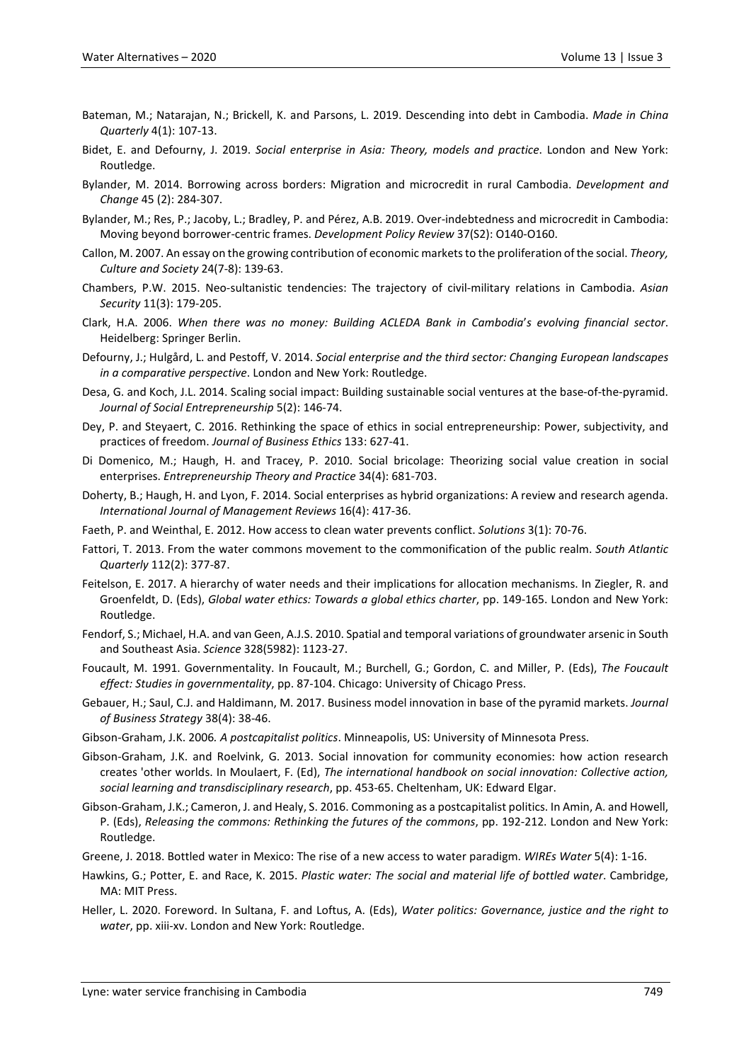Bateman, M.; Natarajan, N.; Brickell, K. and Parsons, L. 2019. Descending into debt in Cambodia. *Made in China Quarterly* 4(1): 107-13.

Bidet, E. and Defourny, J. 2019. *Social enterprise in Asia: Theory, models and practice*. London and New York: Routledge.

Bylander, M. 2014. Borrowing across borders: Migration and microcredit in rural Cambodia. *Development and Change* 45 (2): 284-307.

Bylander, M.; Res, P.; Jacoby, L.; Bradley, P. and Pérez, A.B. 2019. Over-indebtedness and microcredit in Cambodia: Moving beyond borrower-centric frames. *Development Policy Review* 37(S2): O140-O160.

Callon, M. 2007. An essay on the growing contribution of economic markets to the proliferation of the social. *Theory, Culture and Society* 24(7-8): 139-63.

Chambers, P.W. 2015. Neo-sultanistic tendencies: The trajectory of civil-military relations in Cambodia. *Asian Security* 11(3): 179-205.

Clark, H.A. 2006. *When there was no money: Building ACLEDA Bank in Cambodia's evolving financial sector*. Heidelberg: Springer Berlin.

Defourny, J.; Hulgård, L. and Pestoff, V. 2014. *Social enterprise and the third sector: Changing European landscapes in a comparative perspective*. London and New York: Routledge.

Desa, G. and Koch, J.L. 2014. Scaling social impact: Building sustainable social ventures at the base-of-the-pyramid. *Journal of Social Entrepreneurship* 5(2): 146-74.

Dey, P. and Steyaert, C. 2016. Rethinking the space of ethics in social entrepreneurship: Power, subjectivity, and practices of freedom. *Journal of Business Ethics* 133: 627-41.

Di Domenico, M.; Haugh, H. and Tracey, P. 2010. Social bricolage: Theorizing social value creation in social enterprises. *Entrepreneurship Theory and Practice* 34(4): 681-703.

Doherty, B.; Haugh, H. and Lyon, F. 2014. Social enterprises as hybrid organizations: A review and research agenda. *International Journal of Management Reviews* 16(4): 417-36.

Faeth, P. and Weinthal, E. 2012. How access to clean water prevents conflict. *Solutions* 3(1): 70-76.

Fattori, T. 2013. From the water commons movement to the commonification of the public realm. *South Atlantic Quarterly* 112(2): 377-87.

Feitelson, E. 2017. A hierarchy of water needs and their implications for allocation mechanisms. In Ziegler, R. and Groenfeldt, D. (Eds), *Global water ethics: Towards a global ethics charter*, pp. 149-165. London and New York: Routledge.

Fendorf, S.; Michael, H.A. and van Geen, A.J.S. 2010. Spatial and temporal variations of groundwater arsenic in South and Southeast Asia. *Science* 328(5982): 1123-27.

Foucault, M. 1991. Governmentality. In Foucault, M.; Burchell, G.; Gordon, C. and Miller, P. (Eds), *The Foucault effect: Studies in governmentality*, pp. 87-104. Chicago: University of Chicago Press.

Gebauer, H.; Saul, C.J. and Haldimann, M. 2017. Business model innovation in base of the pyramid markets. *Journal of Business Strategy* 38(4): 38-46.

Gibson-Graham, J.K. 2006. *A postcapitalist politics*. Minneapolis, US: University of Minnesota Press.

Gibson-Graham, J.K. and Roelvink, G. 2013. Social innovation for community economies: how action research creates 'other worlds. In Moulaert, F. (Ed), *The international handbook on social innovation: Collective action, social learning and transdisciplinary research*, pp. 453-65. Cheltenham, UK: Edward Elgar.

Gibson-Graham, J.K.; Cameron, J. and Healy, S. 2016. Commoning as a postcapitalist politics. In Amin, A. and Howell, P. (Eds), *Releasing the commons: Rethinking the futures of the commons*, pp. 192-212. London and New York: Routledge.

Greene, J. 2018. Bottled water in Mexico: The rise of a new access to water paradigm. *WIREs Water* 5(4): 1-16.

Hawkins, G.; Potter, E. and Race, K. 2015. *Plastic water: The social and material life of bottled water*. Cambridge, MA: MIT Press.

Heller, L. 2020. Foreword. In Sultana, F. and Loftus, A. (Eds), *Water politics: Governance, justice and the right to water*, pp. xiii-xv. London and New York: Routledge.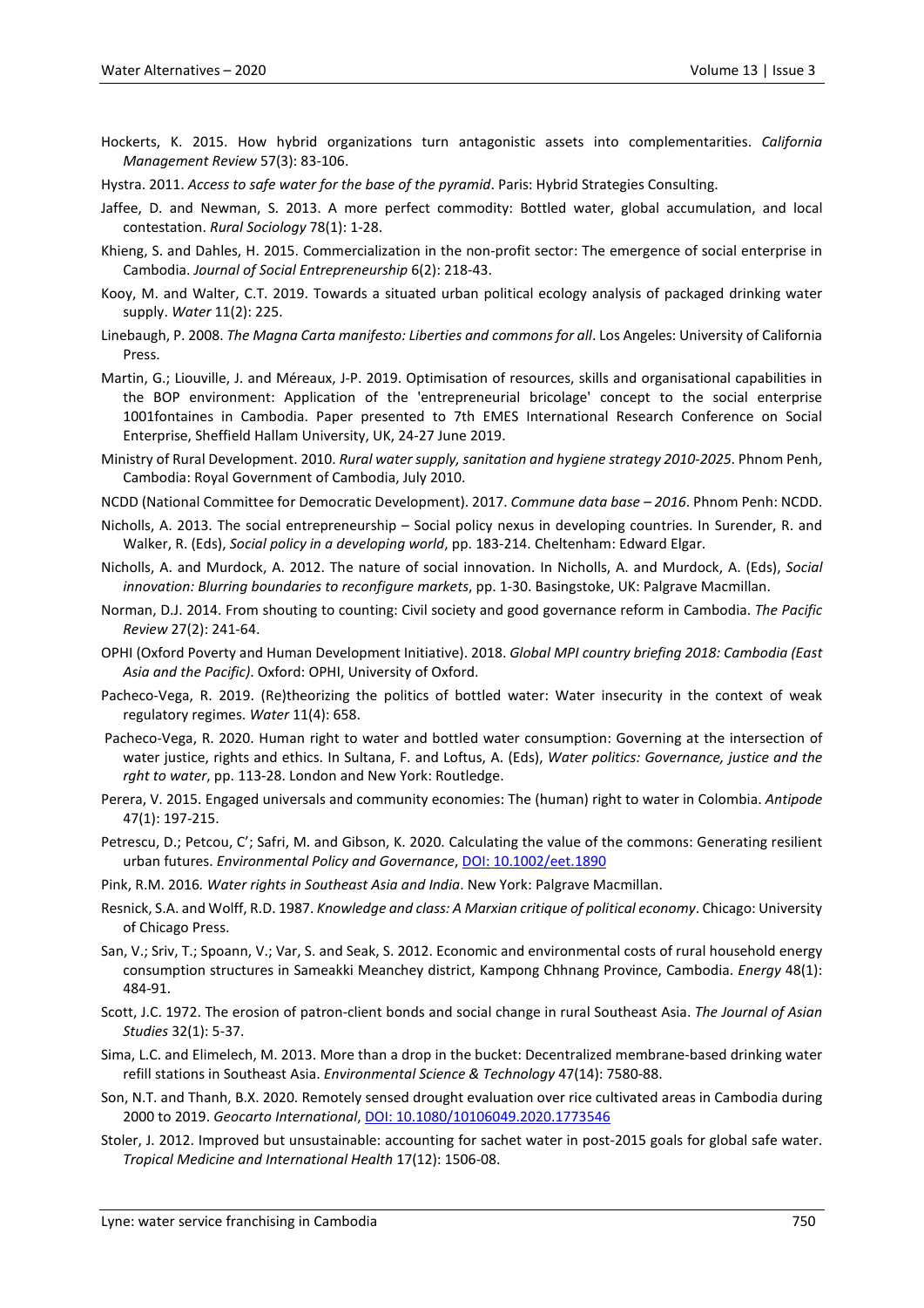Hockerts, K. 2015. How hybrid organizations turn antagonistic assets into complementarities. *California Management Review* 57(3): 83-106.

Hystra. 2011. *Access to safe water for the base of the pyramid*. Paris: Hybrid Strategies Consulting.

Jaffee, D. and Newman, S. 2013. A more perfect commodity: Bottled water, global accumulation, and local contestation. *Rural Sociology* 78(1): 1-28.

Khieng, S. and Dahles, H. 2015. Commercialization in the non-profit sector: The emergence of social enterprise in Cambodia. *Journal of Social Entrepreneurship* 6(2): 218-43.

Kooy, M. and Walter, C.T. 2019. Towards a situated urban political ecology analysis of packaged drinking water supply. *Water* 11(2): 225.

Linebaugh, P. 2008. *The Magna Carta manifesto: Liberties and commons for all*. Los Angeles: University of California Press.

Martin, G.; Liouville, J. and Méreaux, J-P. 2019. Optimisation of resources, skills and organisational capabilities in the BOP environment: Application of the 'entrepreneurial bricolage' concept to the social enterprise 1001fontaines in Cambodia. Paper presented to 7th EMES International Research Conference on Social Enterprise, Sheffield Hallam University, UK, 24-27 June 2019.

Ministry of Rural Development. 2010. *Rural water supply, sanitation and hygiene strategy 2010-2025*. Phnom Penh, Cambodia: Royal Government of Cambodia, July 2010.

NCDD (National Committee for Democratic Development). 2017. *Commune data base – 2016*. Phnom Penh: NCDD.

Nicholls, A. 2013. The social entrepreneurship – Social policy nexus in developing countries. In Surender, R. and Walker, R. (Eds), *Social policy in a developing world*, pp. 183-214. Cheltenham: Edward Elgar.

Nicholls, A. and Murdock, A. 2012. The nature of social innovation. In Nicholls, A. and Murdock, A. (Eds), *Social innovation: Blurring boundaries to reconfigure markets*, pp. 1-30. Basingstoke, UK: Palgrave Macmillan.

Norman, D.J. 2014. From shouting to counting: Civil society and good governance reform in Cambodia. *The Pacific Review* 27(2): 241-64.

OPHI (Oxford Poverty and Human Development Initiative). 2018. *Global MPI country briefing 2018: Cambodia (East Asia and the Pacific)*. Oxford: OPHI, University of Oxford.

Pacheco-Vega, R. 2019. (Re)theorizing the politics of bottled water: Water insecurity in the context of weak regulatory regimes. *Water* 11(4): 658.

Pacheco-Vega, R. 2020. Human right to water and bottled water consumption: Governing at the intersection of water justice, rights and ethics. In Sultana, F. and Loftus, A. (Eds), *Water politics: Governance, justice and the rght to water*, pp. 113-28. London and New York: Routledge.

Perera, V. 2015. Engaged universals and community economies: The (human) right to water in Colombia. *Antipode* 47(1): 197-215.

Petrescu, D.; Petcou, C'; Safri, M. and Gibson, K. 2020. Calculating the value of the commons: Generating resilient urban futures. *Environmental Policy and Governance*, DOI: 10.1002/eet.1890

Pink, R.M. 2016. *Water rights in Southeast Asia and India*. New York: Palgrave Macmillan.

Resnick, S.A. and Wolff, R.D. 1987. *Knowledge and class: A Marxian critique of political economy*. Chicago: University of Chicago Press.

San, V.; Sriv, T.; Spoann, V.; Var, S. and Seak, S. 2012. Economic and environmental costs of rural household energy consumption structures in Sameakki Meanchey district, Kampong Chhnang Province, Cambodia. *Energy* 48(1): 484-91.

Scott, J.C. 1972. The erosion of patron-client bonds and social change in rural Southeast Asia. *The Journal of Asian Studies* 32(1): 5-37.

Sima, L.C. and Elimelech, M. 2013. More than a drop in the bucket: Decentralized membrane-based drinking water refill stations in Southeast Asia. *Environmental Science & Technology* 47(14): 7580-88.

Son, N.T. and Thanh, B.X. 2020. Remotely sensed drought evaluation over rice cultivated areas in Cambodia during 2000 to 2019. *Geocarto International*, DOI: 10.1080/10106049.2020.1773546

Stoler, J. 2012. Improved but unsustainable: accounting for sachet water in post-2015 goals for global safe water. *Tropical Medicine and International Health* 17(12): 1506-08.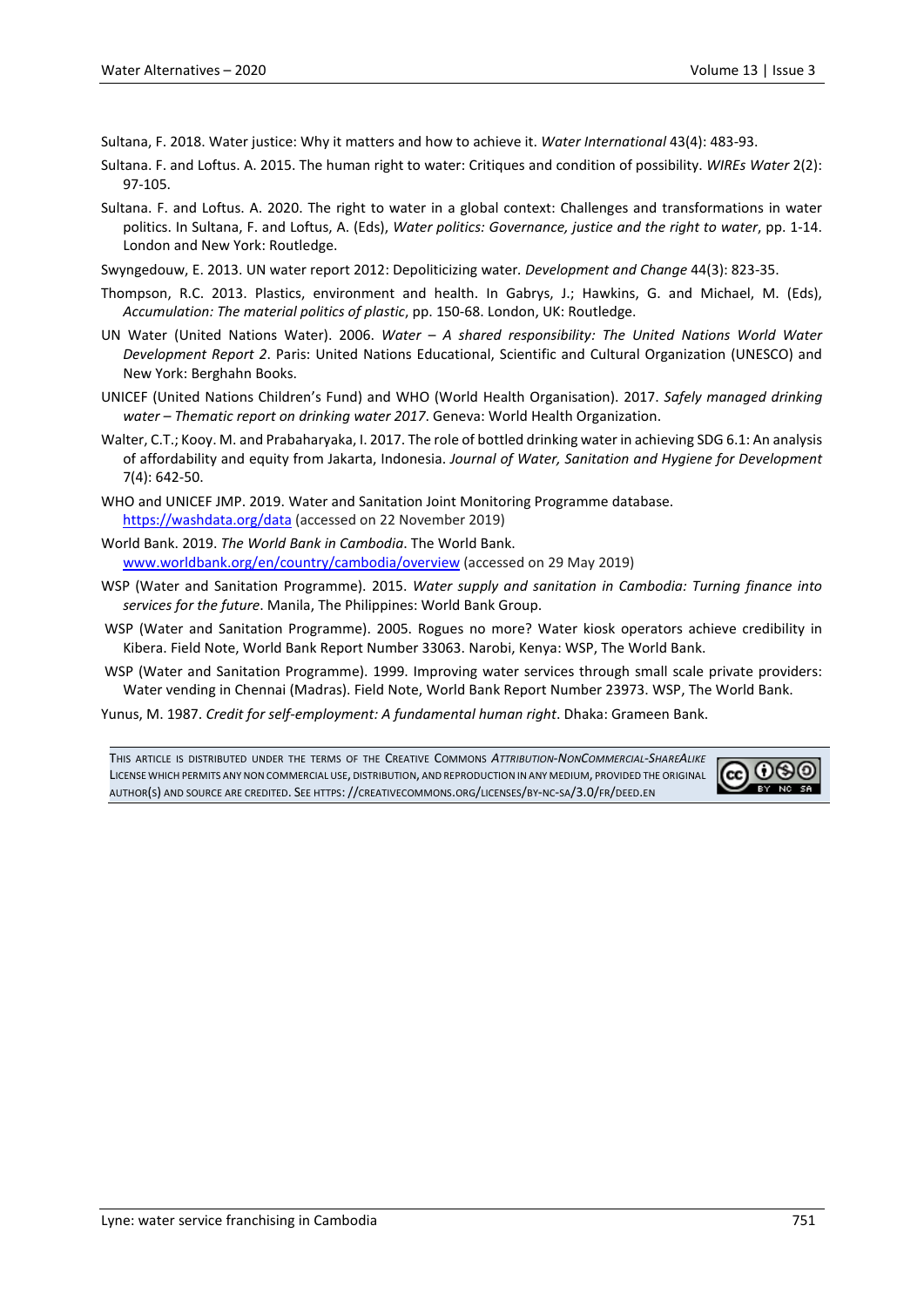Sultana, F. 2018. Water justice: Why it matters and how to achieve it. *Water International* 43(4): 483-93.

Sultana. F. and Loftus. A. 2015. The human right to water: Critiques and condition of possibility. *WIREs Water* 2(2): 97-105.

Sultana. F. and Loftus. A. 2020. The right to water in a global context: Challenges and transformations in water politics. In Sultana, F. and Loftus, A. (Eds), *Water politics: Governance, justice and the right to water*, pp. 1-14. London and New York: Routledge.

Swyngedouw, E. 2013. UN water report 2012: Depoliticizing water. *Development and Change* 44(3): 823-35.

Thompson, R.C. 2013. Plastics, environment and health. In Gabrys, J.; Hawkins, G. and Michael, M. (Eds), *Accumulation: The material politics of plastic*, pp. 150-68. London, UK: Routledge.

UN Water (United Nations Water). 2006. *Water – A shared responsibility: The United Nations World Water Development Report 2*. Paris: United Nations Educational, Scientific and Cultural Organization (UNESCO) and New York: Berghahn Books.

UNICEF (United Nations Children's Fund) and WHO (World Health Organisation). 2017. *Safely managed drinking water – Thematic report on drinking water 2017*. Geneva: World Health Organization.

Walter, C.T.; Kooy. M. and Prabaharyaka, I. 2017. The role of bottled drinking water in achieving SDG 6.1: An analysis of affordability and equity from Jakarta, Indonesia. *Journal of Water, Sanitation and Hygiene for Development* 7(4): 642-50.

WHO and UNICEF JMP. 2019. Water and Sanitation Joint Monitoring Programme database. https://washdata.org/data (accessed on 22 November 2019)

World Bank. 2019. *The World Bank in Cambodia*. The World Bank. www.worldbank.org/en/country/cambodia/overview (accessed on 29 May 2019)

WSP (Water and Sanitation Programme). 2015. *Water supply and sanitation in Cambodia: Turning finance into services for the future*. Manila, The Philippines: World Bank Group.

WSP (Water and Sanitation Programme). 2005. Rogues no more? Water kiosk operators achieve credibility in Kibera. Field Note, World Bank Report Number 33063. Narobi, Kenya: WSP, The World Bank.

WSP (Water and Sanitation Programme). 1999. Improving water services through small scale private providers: Water vending in Chennai (Madras). Field Note, World Bank Report Number 23973. WSP, The World Bank.

Yunus, M. 1987. *Credit for self-employment: A fundamental human right*. Dhaka: Grameen Bank.

THIS ARTICLE IS DISTRIBUTED UNDER THE TERMS OF THE CREATIVE COMMONS *ATTRIBUTION-NONCOMMERCIAL-SHAREALIKE* LICENSE WHICH PERMITS ANY NON COMMERCIAL USE, DISTRIBUTION, AND REPRODUCTION IN ANY MEDIUM, PROVIDED THE ORIGINAL AUTHOR(S) AND SOURCE ARE CREDITED. SEE HTTPS://CREATIVECOMMONS.ORG/LICENSES/BY-NC-SA/3.0/FR/DEED.EN